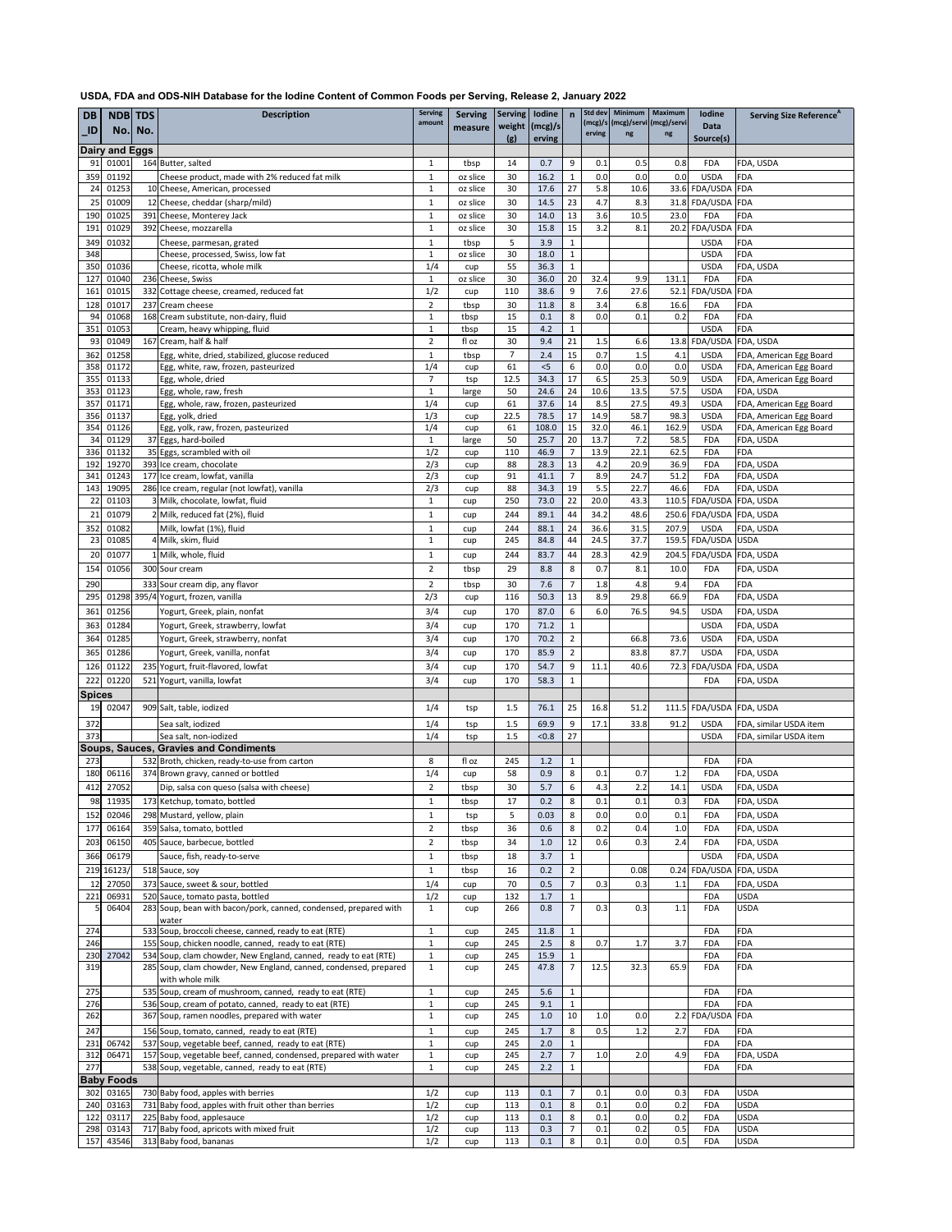# USDA, FDA and ODS-NIH Database for the Iodine Content of Common Foods per Serving, Release 2, January 2022

| DB_ID | NDB No. | TDS No. | Description | Serving amount | Serving measure | Serving weight (g) | Iodine (mcg)/serving | n | Std dev (mcg)/serving | Minimum (mcg)/serving | Maximum (mcg)/serving | Iodine Data Source(s) | Serving Size Reference[A] |
|---|---|---|---|---|---|---|---|---|---|---|---|---|---|
| **Dairy and Eggs** | | | | | | | | | | | | | |
| 91 | 01001 | 164 | Butter, salted | 1 | tbsp | 14 | 0.7 | 9 | 0.1 | 0.5 | 0.8 | FDA | FDA, USDA |
| 359 | 01192 | | Cheese product, made with 2% reduced fat milk | 1 | oz slice | 30 | 16.2 | 1 | 0.0 | 0.0 | 0.0 | USDA | FDA |
| 24 | 01253 | 10 | Cheese, American, processed | 1 | oz slice | 30 | 17.6 | 27 | 5.8 | 10.6 | 33.6 | FDA/USDA | FDA |
| 25 | 01009 | 12 | Cheese, cheddar (sharp/mild) | 1 | oz slice | 30 | 14.5 | 23 | 4.7 | 8.3 | 31.8 | FDA/USDA | FDA |
| 190 | 01025 | 391 | Cheese, Monterey Jack | 1 | oz slice | 30 | 14.0 | 13 | 3.6 | 10.5 | 23.0 | FDA | FDA |
| 191 | 01029 | 392 | Cheese, mozzarella | 1 | oz slice | 30 | 15.8 | 15 | 3.2 | 8.1 | 20.2 | FDA/USDA | FDA |
| 349 | 01032 | | Cheese, parmesan, grated | 1 | tbsp | 5 | 3.9 | 1 | | | | USDA | FDA |
| 348 | | | Cheese, processed, Swiss, low fat | 1 | oz slice | 30 | 18.0 | 1 | | | | USDA | FDA |
| 350 | 01036 | | Cheese, ricotta, whole milk | 1/4 | cup | 55 | 36.3 | 1 | | | | USDA | FDA, USDA |
| 127 | 01040 | 236 | Cheese, Swiss | 1 | oz slice | 30 | 36.0 | 20 | 32.4 | 9.9 | 131.1 | FDA | FDA |
| 161 | 01015 | 332 | Cottage cheese, creamed, reduced fat | 1/2 | cup | 110 | 38.6 | 9 | 7.6 | 27.6 | 52.1 | FDA/USDA | FDA |
| 128 | 01017 | 237 | Cream cheese | 2 | tbsp | 30 | 11.8 | 8 | 3.4 | 6.8 | 16.6 | FDA | FDA |
| 94 | 01068 | 168 | Cream substitute, non-dairy, fluid | 1 | tbsp | 15 | 0.1 | 8 | 0.0 | 0.1 | 0.2 | FDA | FDA |
| 351 | 01053 | | Cream, heavy whipping, fluid | 1 | tbsp | 15 | 4.2 | 1 | | | | USDA | FDA |
| 93 | 01049 | 167 | Cream, half & half | 2 | fl oz | 30 | 9.4 | 21 | 1.5 | 6.6 | 13.8 | FDA/USDA | FDA, USDA |
| 362 | 01258 | | Egg, white, dried, stabilized, glucose reduced | 1 | tbsp | 7 | 2.4 | 15 | 0.7 | 1.5 | 4.1 | USDA | FDA, American Egg Board |
| 358 | 01172 | | Egg, white, raw, frozen, pasteurized | 1/4 | cup | 61 | <5 | 6 | 0.0 | 0.0 | 0.0 | USDA | FDA, American Egg Board |
| 355 | 01133 | | Egg, whole, dried | 7 | tsp | 12.5 | 34.3 | 17 | 6.5 | 25.3 | 50.9 | USDA | FDA, American Egg Board |
| 353 | 01123 | | Egg, whole, raw, fresh | 1 | large | 50 | 24.6 | 24 | 10.6 | 13.5 | 57.5 | USDA | FDA, USDA |
| 357 | 01171 | | Egg, whole, raw, frozen, pasteurized | 1/4 | cup | 61 | 37.6 | 14 | 8.5 | 27.5 | 49.3 | USDA | FDA, American Egg Board |
| 356 | 01137 | | Egg, yolk, dried | 1/3 | cup | 22.5 | 78.5 | 17 | 14.9 | 58.7 | 98.3 | USDA | FDA, American Egg Board |
| 354 | 01126 | | Egg, yolk, raw, frozen, pasteurized | 1/4 | cup | 61 | 108.0 | 15 | 32.0 | 46.1 | 162.9 | USDA | FDA, American Egg Board |
| 34 | 01129 | 37 | Eggs, hard-boiled | 1 | large | 50 | 25.7 | 20 | 13.7 | 7.2 | 58.5 | FDA | FDA, USDA |
| 336 | 01132 | 35 | Eggs, scrambled with oil | 1/2 | cup | 110 | 46.9 | 7 | 13.9 | 22.1 | 62.5 | FDA | FDA |
| 192 | 19270 | 393 | Ice cream, chocolate | 2/3 | cup | 88 | 28.3 | 13 | 4.2 | 20.9 | 36.9 | FDA | FDA, USDA |
| 341 | 01243 | 177 | Ice cream, lowfat, vanilla | 2/3 | cup | 91 | 41.1 | 7 | 8.9 | 24.7 | 51.2 | FDA | FDA, USDA |
| 143 | 19095 | 286 | Ice cream, regular (not lowfat), vanilla | 2/3 | cup | 88 | 34.3 | 19 | 5.5 | 22.7 | 46.6 | FDA | FDA, USDA |
| 22 | 01103 | 3 | Milk, chocolate, lowfat, fluid | 1 | cup | 250 | 73.0 | 22 | 20.0 | 43.3 | 110.5 | FDA/USDA | FDA, USDA |
| 21 | 01079 | 2 | Milk, reduced fat (2%), fluid | 1 | cup | 244 | 89.1 | 44 | 34.2 | 48.6 | 250.6 | FDA/USDA | FDA, USDA |
| 352 | 01082 | | Milk, lowfat (1%), fluid | 1 | cup | 244 | 88.1 | 24 | 36.6 | 31.5 | 207.9 | USDA | FDA, USDA |
| 23 | 01085 | 4 | Milk, skim, fluid | 1 | cup | 245 | 84.8 | 44 | 24.5 | 37.7 | 159.5 | FDA/USDA | USDA |
| 20 | 01077 | 1 | Milk, whole, fluid | 1 | cup | 244 | 83.7 | 44 | 28.3 | 42.9 | 204.5 | FDA/USDA | FDA, USDA |
| 154 | 01056 | 300 | Sour cream | 2 | tbsp | 29 | 8.8 | 8 | 0.7 | 8.1 | 10.0 | FDA | FDA, USDA |
| 290 | | 333 | Sour cream dip, any flavor | 2 | tbsp | 30 | 7.6 | 7 | 1.8 | 4.8 | 9.4 | FDA | FDA |
| 295 | 01298 | 395/4 | Yogurt, frozen, vanilla | 2/3 | cup | 116 | 50.3 | 13 | 8.9 | 29.8 | 66.9 | FDA | FDA, USDA |
| 361 | 01256 | | Yogurt, Greek, plain, nonfat | 3/4 | cup | 170 | 87.0 | 6 | 6.0 | 76.5 | 94.5 | USDA | FDA, USDA |
| 363 | 01284 | | Yogurt, Greek, strawberry, lowfat | 3/4 | cup | 170 | 71.2 | 1 | | | | USDA | FDA, USDA |
| 364 | 01285 | | Yogurt, Greek, strawberry, nonfat | 3/4 | cup | 170 | 70.2 | 2 | | 66.8 | 73.6 | USDA | FDA, USDA |
| 365 | 01286 | | Yogurt, Greek, vanilla, nonfat | 3/4 | cup | 170 | 85.9 | 2 | | 83.8 | 87.7 | USDA | FDA, USDA |
| 126 | 01122 | 235 | Yogurt, fruit-flavored, lowfat | 3/4 | cup | 170 | 54.7 | 9 | 11.1 | 40.6 | 72.3 | FDA/USDA | FDA, USDA |
| 222 | 01220 | 521 | Yogurt, vanilla, lowfat | 3/4 | cup | 170 | 58.3 | 1 | | | | FDA | FDA, USDA |
| **Spices** | | | | | | | | | | | | | |
| 19 | 02047 | 909 | Salt, table, iodized | 1/4 | tsp | 1.5 | 76.1 | 25 | 16.8 | 51.2 | 111.5 | FDA/USDA | FDA, USDA |
| 372 | | | Sea salt, iodized | 1/4 | tsp | 1.5 | 69.9 | 9 | 17.1 | 33.8 | 91.2 | USDA | FDA, similar USDA item |
| 373 | | | Sea salt, non-iodized | 1/4 | tsp | 1.5 | <0.8 | 27 | | | | USDA | FDA, similar USDA item |
| **Soups, Sauces, Gravies and Condiments** | | | | | | | | | | | | | |
| 273 | | 532 | Broth, chicken, ready-to-use from carton | 8 | fl oz | 245 | 1.2 | 1 | | | | FDA | FDA |
| 180 | 06116 | 374 | Brown gravy, canned or bottled | 1/4 | cup | 58 | 0.9 | 8 | 0.1 | 0.7 | 1.2 | FDA | FDA, USDA |
| 412 | 27052 | | Dip, salsa con queso (salsa with cheese) | 2 | tbsp | 30 | 5.7 | 6 | 4.3 | 2.2 | 14.1 | USDA | FDA, USDA |
| 98 | 11935 | 173 | Ketchup, tomato, bottled | 1 | tbsp | 17 | 0.2 | 8 | 0.1 | 0.1 | 0.3 | FDA | FDA, USDA |
| 152 | 02046 | 298 | Mustard, yellow, plain | 1 | tsp | 5 | 0.03 | 8 | 0.0 | 0.0 | 0.1 | FDA | FDA, USDA |
| 177 | 06164 | 359 | Salsa, tomato, bottled | 2 | tbsp | 36 | 0.6 | 8 | 0.2 | 0.4 | 1.0 | FDA | FDA, USDA |
| 203 | 06150 | 405 | Sauce, barbecue, bottled | 2 | tbsp | 34 | 1.0 | 12 | 0.6 | 0.3 | 2.4 | FDA | FDA, USDA |
| 366 | 06179 | | Sauce, fish, ready-to-serve | 1 | tbsp | 18 | 3.7 | 1 | | | | USDA | FDA, USDA |
| 219 | 16123/ | 518 | Sauce, soy | 1 | tbsp | 16 | 0.2 | 2 | | 0.08 | 0.24 | FDA/USDA | FDA, USDA |
| 12 | 27050 | 373 | Sauce, sweet & sour, bottled | 1/4 | cup | 70 | 0.5 | 7 | 0.3 | 0.3 | 1.1 | FDA | FDA, USDA |
| 221 | 06931 | 520 | Sauce, tomato pasta, bottled | 1/2 | cup | 132 | 1.7 | 1 | | | | FDA | USDA |
| 5 | 06404 | 283 | Soup, bean with bacon/pork, canned, condensed, prepared with water | 1 | cup | 266 | 0.8 | 7 | 0.3 | 0.3 | 1.1 | FDA | USDA |
| 274 | | 533 | Soup, broccoli cheese, canned, ready to eat (RTE) | 1 | cup | 245 | 11.8 | 1 | | | | FDA | FDA |
| 246 | | 155 | Soup, chicken noodle, canned, ready to eat (RTE) | 1 | cup | 245 | 2.5 | 8 | 0.7 | 1.7 | 3.7 | FDA | FDA |
| 230 | 27042 | 534 | Soup, clam chowder, New England, canned, ready to eat (RTE) | 1 | cup | 245 | 15.9 | 1 | | | | FDA | FDA |
| 319 | | 285 | Soup, clam chowder, New England, canned, condensed, prepared with whole milk | 1 | cup | 245 | 47.8 | 7 | 12.5 | 32.3 | 65.9 | FDA | FDA |
| 275 | | 535 | Soup, cream of mushroom, canned, ready to eat (RTE) | 1 | cup | 245 | 5.6 | 1 | | | | FDA | FDA |
| 276 | | 536 | Soup, cream of potato, canned, ready to eat (RTE) | 1 | cup | 245 | 9.1 | 1 | | | | FDA | FDA |
| 262 | | 367 | Soup, ramen noodles, prepared with water | 1 | cup | 245 | 1.0 | 10 | 1.0 | 0.0 | 2.2 | FDA/USDA | FDA |
| 247 | | 156 | Soup, tomato, canned, ready to eat (RTE) | 1 | cup | 245 | 1.7 | 8 | 0.5 | 1.2 | 2.7 | FDA | FDA |
| 231 | 06742 | 537 | Soup, vegetable beef, canned, ready to eat (RTE) | 1 | cup | 245 | 2.0 | 1 | | | | FDA | FDA |
| 312 | 06471 | 157 | Soup, vegetable beef, canned, condensed, prepared with water | 1 | cup | 245 | 2.7 | 7 | 1.0 | 2.0 | 4.9 | FDA | FDA, USDA |
| 277 | | 538 | Soup, vegetable, canned, ready to eat (RTE) | 1 | cup | 245 | 2.2 | 1 | | | | FDA | FDA |
| **Baby Foods** | | | | | | | | | | | | | |
| 302 | 03165 | 730 | Baby food, apples with berries | 1/2 | cup | 113 | 0.1 | 7 | 0.1 | 0.0 | 0.3 | FDA | USDA |
| 240 | 03163 | 731 | Baby food, apples with fruit other than berries | 1/2 | cup | 113 | 0.1 | 8 | 0.1 | 0.0 | 0.2 | FDA | USDA |
| 122 | 03117 | 225 | Baby food, applesauce | 1/2 | cup | 113 | 0.1 | 8 | 0.1 | 0.0 | 0.2 | FDA | USDA |
| 298 | 03143 | 717 | Baby food, apricots with mixed fruit | 1/2 | cup | 113 | 0.3 | 7 | 0.1 | 0.2 | 0.5 | FDA | USDA |
| 157 | 43546 | 313 | Baby food, bananas | 1/2 | cup | 113 | 0.1 | 8 | 0.1 | 0.0 | 0.5 | FDA | USDA |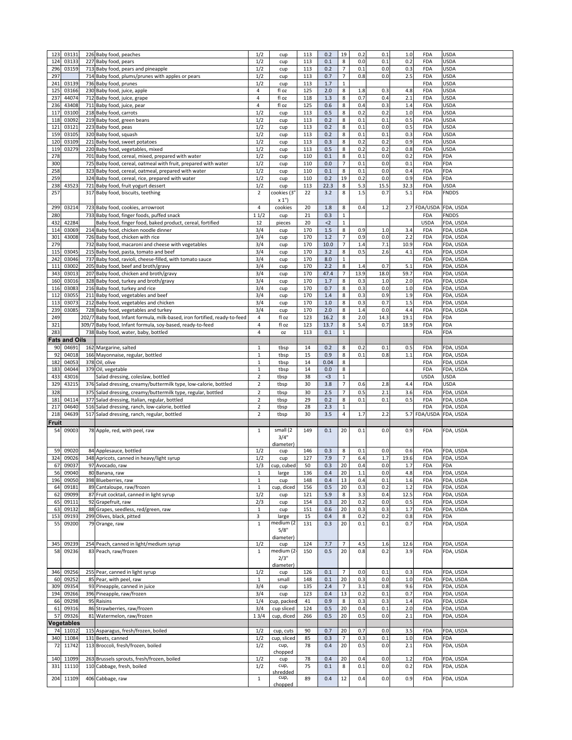| | | | | | | | | | | | | | |
|---|---|---|---|---|---|---|---|---|---|---|---|---|---|
| 123 | 03131 | 226 | Baby food, peaches | 1/2 | cup | 113 | 0.2 | 19 | 0.2 | 0.1 | 1.0 | FDA | USDA |
| 124 | 03133 | 227 | Baby food, pears | 1/2 | cup | 113 | 0.1 | 8 | 0.0 | 0.1 | 0.2 | FDA | USDA |
| 296 | 03159 | 713 | Baby food, pears and pineapple | 1/2 | cup | 113 | 0.2 | 7 | 0.1 | 0.0 | 0.3 | FDA | USDA |
| 297 | | 714 | Baby food, plums/prunes with apples or pears | 1/2 | cup | 113 | 0.7 | 7 | 0.8 | 0.0 | 2.5 | FDA | USDA |
| 241 | 03139 | 736 | Baby food, prunes | 1/2 | cup | 113 | 1.7 | 1 | | | | FDA | USDA |
| 125 | 03166 | 230 | Baby food, juice, apple | 4 | fl oz | 125 | 2.0 | 8 | 1.8 | 0.3 | 4.8 | FDA | USDA |
| 237 | 44074 | 712 | Baby food, juice, grape | 4 | fl oz | 118 | 1.3 | 8 | 0.7 | 0.4 | 2.1 | FDA | USDA |
| 236 | 43408 | 711 | Baby food, juice, pear | 4 | fl oz | 125 | 0.6 | 8 | 0.4 | 0.3 | 1.4 | FDA | USDA |
| 117 | 03100 | 218 | Baby food, carrots | 1/2 | cup | 113 | 0.5 | 8 | 0.2 | 0.2 | 1.0 | FDA | USDA |
| 118 | 03092 | 219 | Baby food, green beans | 1/2 | cup | 113 | 0.2 | 8 | 0.1 | 0.1 | 0.5 | FDA | USDA |
| 121 | 03121 | 223 | Baby food, peas | 1/2 | cup | 113 | 0.2 | 8 | 0.1 | 0.0 | 0.5 | FDA | USDA |
| 159 | 03105 | 320 | Baby food, squash | 1/2 | cup | 113 | 0.2 | 8 | 0.1 | 0.1 | 0.3 | FDA | USDA |
| 120 | 03109 | 221 | Baby food, sweet potatoes | 1/2 | cup | 113 | 0.3 | 8 | 0.2 | 0.2 | 0.9 | FDA | USDA |
| 119 | 03279 | 220 | Baby food, vegetables, mixed | 1/2 | cup | 113 | 0.5 | 8 | 0.2 | 0.2 | 0.8 | FDA | USDA |
| 278 | | 701 | Baby food, cereal, mixed, prepared with water | 1/2 | cup | 110 | 0.1 | 8 | 0.1 | 0.0 | 0.2 | FDA | FDA |
| 300 | | 725 | Baby food, cereal, oatmeal with fruit, prepared with water | 1/2 | cup | 110 | 0.0 | 7 | 0.1 | 0.0 | 0.1 | FDA | FDA |
| 258 | | 323 | Baby food, cereal, oatmeal, prepared with water | 1/2 | cup | 110 | 0.1 | 8 | 0.1 | 0.0 | 0.4 | FDA | FDA |
| 259 | | 324 | Baby food, cereal, rice, prepared with water | 1/2 | cup | 110 | 0.2 | 19 | 0.2 | 0.0 | 0.9 | FDA | FDA |
| 238 | 43523 | 721 | Baby food, fruit yogurt dessert | 1/2 | cup | 113 | 22.3 | 8 | 5.3 | 15.5 | 32.3 | FDA | USDA |
| 257 | | 317 | Baby food, biscuits, teething | 2 | cookies (3" x 1") | 22 | 3.2 | 8 | 1.5 | 0.7 | 5.1 | FDA | FNDDS |
| 299 | 03214 | 723 | Baby food, cookies, arrowroot | 4 | cookies | 20 | 1.8 | 8 | 0.4 | 1.2 | 2.7 | FDA/USDA | FDA, USDA |
| 280 | | 733 | Baby food, finger foods, puffed snack | 1 1/2 | cup | 21 | 0.3 | 1 | | | | FDA | FNDDS |
| 432 | 42284 | | Baby food, finger food, baked product, cereal, fortified | 12 | pieces | 20 | <2 | 1 | | | | USDA | FDA, USDA |
| 114 | 03069 | 214 | Baby food, chicken noodle dinner | 3/4 | cup | 170 | 1.5 | 8 | 0.9 | 1.0 | 3.4 | FDA | FDA, USDA |
| 301 | 43008 | 726 | Baby food, chicken with rice | 3/4 | cup | 170 | 1.2 | 7 | 0.9 | 0.0 | 2.2 | FDA | FDA, USDA |
| 279 | | 732 | Baby food, macaroni and cheese with vegetables | 3/4 | cup | 170 | 10.0 | 7 | 1.4 | 7.1 | 10.9 | FDA | FDA, USDA |
| 115 | 03045 | 215 | Baby food, pasta, tomato and beef | 3/4 | cup | 170 | 3.2 | 8 | 0.5 | 2.6 | 4.1 | FDA | FDA, USDA |
| 242 | 03046 | 737 | Baby food, ravioli, cheese-filled, with tomato sauce | 3/4 | cup | 170 | 8.0 | 1 | | | | FDA | FDA, USDA |
| 111 | 03002 | 205 | Baby food, beef and broth/gravy | 3/4 | cup | 170 | 2.2 | 8 | 1.4 | 0.7 | 5.1 | FDA | FDA, USDA |
| 343 | 03013 | 207 | Baby food, chicken and broth/gravy | 3/4 | cup | 170 | 47.4 | 7 | 13.9 | 18.0 | 59.7 | FDA | FDA, USDA |
| 160 | 03016 | 328 | Baby food, turkey and broth/gravy | 3/4 | cup | 170 | 1.7 | 8 | 0.3 | 1.0 | 2.0 | FDA | FDA, USDA |
| 116 | 03083 | 216 | Baby food, turkey and rice | 3/4 | cup | 170 | 0.7 | 8 | 0.3 | 0.0 | 1.0 | FDA | FDA, USDA |
| 112 | 03055 | 211 | Baby food, vegetables and beef | 3/4 | cup | 170 | 1.4 | 8 | 0.3 | 0.9 | 1.9 | FDA | FDA, USDA |
| 113 | 03073 | 212 | Baby food, vegetables and chicken | 3/4 | cup | 170 | 1.0 | 8 | 0.3 | 0.7 | 1.5 | FDA | FDA, USDA |
| 239 | 03085 | 728 | Baby food, vegetables and turkey | 3/4 | cup | 170 | 2.0 | 8 | 1.4 | 0.0 | 4.4 | FDA | FDA, USDA |
| 249 | | 202/7 | Baby food, Infant formula, milk-based, iron fortified, ready-to-feed | 4 | fl oz | 123 | 16.2 | 8 | 2.0 | 14.3 | 19.1 | FDA | FDA |
| 321 | | 309/7 | Baby food, Infant formula, soy-based, ready-to-feed | 4 | fl oz | 123 | 13.7 | 8 | 5.4 | 0.7 | 18.9 | FDA | FDA |
| 283 | | 738 | Baby food, water, baby, bottled | 4 | oz | 113 | 0.1 | 1 | | | | FDA | FDA |
| **Fats and Oils** | | | | | | | | | | | | | |
| 90 | 04691 | 162 | Margarine, salted | 1 | tbsp | 14 | 0.2 | 8 | 0.2 | 0.1 | 0.5 | FDA | FDA, USDA |
| 92 | 04018 | 166 | Mayonnaise, regular, bottled | 1 | tbsp | 15 | 0.9 | 8 | 0.1 | 0.8 | 1.1 | FDA | FDA, USDA |
| 182 | 04053 | 378 | Oil, olive | 1 | tbsp | 14 | 0.04 | 8 | | | | FDA | FDA, USDA |
| 183 | 04044 | 379 | Oil, vegetable | 1 | tbsp | 14 | 0.0 | 8 | | | | FDA | FDA, USDA |
| 433 | 43016 | | Salad dressing, coleslaw, bottled | 2 | tbsp | 38 | <3 | 1 | | | | USDA | USDA |
| 329 | 43215 | 376 | Salad dressing, creamy/buttermilk type, low-calorie, bottled | 2 | tbsp | 30 | 3.8 | 7 | 0.6 | 2.8 | 4.4 | FDA | USDA |
| 328 | | 375 | Salad dressing, creamy/buttermilk type, regular, bottled | 2 | tbsp | 30 | 2.5 | 7 | 0.5 | 2.1 | 3.6 | FDA | FDA, USDA |
| 181 | 04114 | 377 | Salad dressing, Italian, regular, bottled | 2 | tbsp | 29 | 0.2 | 8 | 0.1 | 0.1 | 0.5 | FDA | FDA, USDA |
| 217 | 04640 | 516 | Salad dressing, ranch, low-calorie, bottled | 2 | tbsp | 28 | 2.3 | 1 | | | | FDA | FDA, USDA |
| 218 | 04639 | 517 | Salad dressing, ranch, regular, bottled | 2 | tbsp | 30 | 3.5 | 4 | 1.7 | 2.2 | 5.7 | FDA/USDA | FDA, USDA |
| **Fruit** | | | | | | | | | | | | | |
| 54 | 09003 | 78 | Apple, red, with peel, raw | 1 | small (2 3/4" diameter) | 149 | 0.1 | 20 | 0.1 | 0.0 | 0.9 | FDA | FDA, USDA |
| 59 | 09020 | 84 | Applesauce, bottled | 1/2 | cup | 146 | 0.3 | 8 | 0.1 | 0.0 | 0.6 | FDA | FDA, USDA |
| 324 | 09026 | 348 | Apricots, canned in heavy/light syrup | 1/2 | cup | 127 | 7.9 | 7 | 6.4 | 1.7 | 19.6 | FDA | FDA, USDA |
| 67 | 09037 | 97 | Avocado, raw | 1/3 | cup, cubed | 50 | 0.3 | 20 | 0.4 | 0.0 | 1.7 | FDA | FDA |
| 56 | 09040 | 80 | Banana, raw | 1 | large | 136 | 0.4 | 20 | 1.1 | 0.0 | 4.8 | FDA | FDA, USDA |
| 196 | 09050 | 398 | Blueberries, raw | 1 | cup | 148 | 0.4 | 13 | 0.4 | 0.1 | 1.6 | FDA | FDA, USDA |
| 64 | 09181 | 89 | Cantaloupe, raw/frozen | 1 | cup, diced | 156 | 0.5 | 20 | 0.3 | 0.2 | 1.2 | FDA | FDA, USDA |
| 62 | 09099 | 87 | Fruit cocktail, canned in light syrup | 1/2 | cup | 121 | 5.9 | 8 | 3.3 | 0.4 | 12.5 | FDA | FDA, USDA |
| 65 | 09111 | 92 | Grapefruit, raw | 2/3 | cup | 154 | 0.3 | 20 | 0.2 | 0.0 | 0.5 | FDA | FDA, USDA |
| 63 | 09132 | 88 | Grapes, seedless, red/green, raw | 1 | cup | 151 | 0.6 | 20 | 0.3 | 0.3 | 1.7 | FDA | FDA, USDA |
| 153 | 09193 | 299 | Olives, black, pitted | 3 | large | 15 | 0.4 | 8 | 0.2 | 0.2 | 0.8 | FDA | FDA |
| 55 | 09200 | 79 | Orange, raw | 1 | medium (2 5/8" diameter) | 131 | 0.3 | 20 | 0.1 | 0.1 | 0.7 | FDA | FDA, USDA |
| 345 | 09239 | 254 | Peach, canned in light/medium syrup | 1/2 | cup | 124 | 7.7 | 7 | 4.5 | 1.6 | 12.6 | FDA | FDA, USDA |
| 58 | 09236 | 83 | Peach, raw/frozen | 1 | medium (2-2/3" diameter) | 150 | 0.5 | 20 | 0.8 | 0.2 | 3.9 | FDA | FDA, USDA |
| 346 | 09256 | 255 | Pear, canned in light syrup | 1/2 | cup | 126 | 0.1 | 7 | 0.0 | 0.1 | 0.3 | FDA | FDA, USDA |
| 60 | 09252 | 85 | Pear, with peel, raw | 1 | small | 148 | 0.1 | 20 | 0.3 | 0.0 | 1.0 | FDA | FDA, USDA |
| 309 | 09354 | 93 | Pineapple, canned in juice | 3/4 | cup | 135 | 2.4 | 7 | 3.1 | 0.8 | 9.6 | FDA | FDA, USDA |
| 194 | 09266 | 396 | Pineapple, raw/frozen | 3/4 | cup | 123 | 0.4 | 13 | 0.2 | 0.1 | 0.7 | FDA | FDA, USDA |
| 66 | 09298 | 95 | Raisins | 1/4 | cup, packed | 41 | 0.9 | 8 | 0.3 | 0.3 | 1.4 | FDA | FDA, USDA |
| 61 | 09316 | 86 | Strawberries, raw/frozen | 3/4 | cup sliced | 124 | 0.5 | 20 | 0.4 | 0.1 | 2.0 | FDA | FDA, USDA |
| 57 | 09326 | 81 | Watermelon, raw/frozen | 1 3/4 | cup, diced | 266 | 0.5 | 20 | 0.5 | 0.0 | 2.1 | FDA | FDA, USDA |
| **Vegetables** | | | | | | | | | | | | | |
| 74 | 11012 | 115 | Asparagus, fresh/frozen, boiled | 1/2 | cup, cuts | 90 | 0.7 | 20 | 0.7 | 0.0 | 3.5 | FDA | FDA, USDA |
| 340 | 11084 | 131 | Beets, canned | 1/2 | cup, sliced | 85 | 0.3 | 7 | 0.3 | 0.1 | 1.0 | FDA | FDA |
| 72 | 11742 | 113 | Broccoli, fresh/frozen, boiled | 1/2 | cup, chopped | 78 | 0.4 | 20 | 0.5 | 0.0 | 2.1 | FDA | FDA, USDA |
| 140 | 11099 | 263 | Brussels sprouts, fresh/frozen, boiled | 1/2 | cup | 78 | 0.4 | 20 | 0.4 | 0.0 | 1.2 | FDA | FDA, USDA |
| 331 | 11110 | 110 | Cabbage, fresh, boiled | 1/2 | cup, shredded | 75 | 0.1 | 8 | 0.1 | 0.0 | 0.2 | FDA | FDA, USDA |
| 204 | 11109 | 406 | Cabbage, raw | 1 | cup, chopped | 89 | 0.4 | 12 | 0.4 | 0.0 | 0.9 | FDA | FDA, USDA |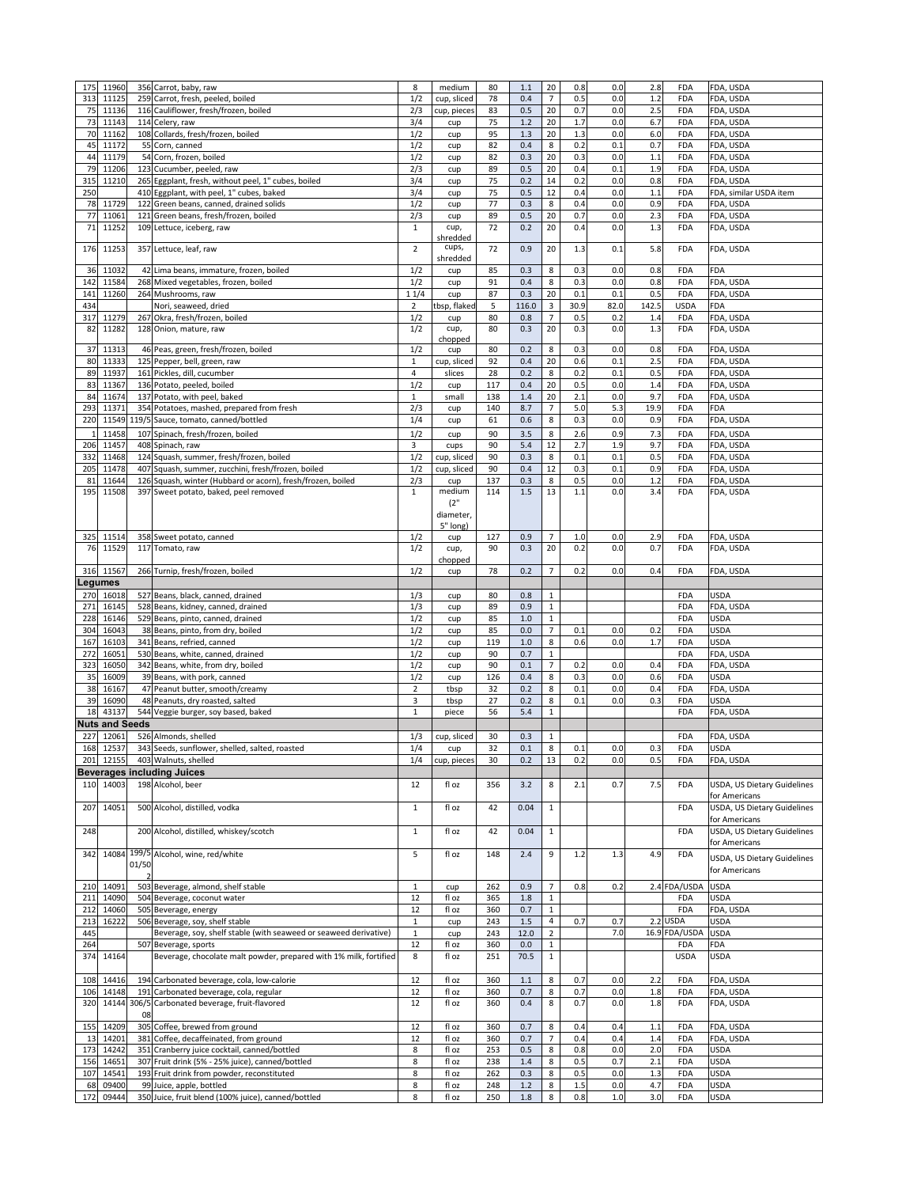| | | | | | | | | | | | | | |
|---|---|---|---|---|---|---|---|---|---|---|---|---|---|
| 175 | 11960 | 356 | Carrot, baby, raw | 8 | medium | 80 | 1.1 | 20 | 0.8 | 0.0 | 2.8 | FDA | FDA, USDA |
| 313 | 11125 | 259 | Carrot, fresh, peeled, boiled | 1/2 | cup, sliced | 78 | 0.4 | 7 | 0.5 | 0.0 | 1.2 | FDA | FDA, USDA |
| 75 | 11136 | 116 | Cauliflower, fresh/frozen, boiled | 2/3 | cup, pieces | 83 | 0.5 | 20 | 0.7 | 0.0 | 2.5 | FDA | FDA, USDA |
| 73 | 11143 | 114 | Celery, raw | 3/4 | cup | 75 | 1.2 | 20 | 1.7 | 0.0 | 6.7 | FDA | FDA, USDA |
| 70 | 11162 | 108 | Collards, fresh/frozen, boiled | 1/2 | cup | 95 | 1.3 | 20 | 1.3 | 0.0 | 6.0 | FDA | FDA, USDA |
| 45 | 11172 | 55 | Corn, canned | 1/2 | cup | 82 | 0.4 | 8 | 0.2 | 0.1 | 0.7 | FDA | FDA, USDA |
| 44 | 11179 | 54 | Corn, frozen, boiled | 1/2 | cup | 82 | 0.3 | 20 | 0.3 | 0.0 | 1.1 | FDA | FDA, USDA |
| 79 | 11206 | 123 | Cucumber, peeled, raw | 2/3 | cup | 89 | 0.5 | 20 | 0.4 | 0.1 | 1.9 | FDA | FDA, USDA |
| 315 | 11210 | 265 | Eggplant, fresh, without peel, 1" cubes, boiled | 3/4 | cup | 75 | 0.2 | 14 | 0.2 | 0.0 | 0.8 | FDA | FDA, USDA |
| 250 | | 410 | Eggplant, with peel, 1" cubes, baked | 3/4 | cup | 75 | 0.5 | 12 | 0.4 | 0.0 | 1.1 | FDA | FDA, similar USDA item |
| 78 | 11729 | 122 | Green beans, canned, drained solids | 1/2 | cup | 77 | 0.3 | 8 | 0.4 | 0.0 | 0.9 | FDA | FDA, USDA |
| 77 | 11061 | 121 | Green beans, fresh/frozen, boiled | 2/3 | cup | 89 | 0.5 | 20 | 0.7 | 0.0 | 2.3 | FDA | FDA, USDA |
| 71 | 11252 | 109 | Lettuce, iceberg, raw | 1 | cup, shredded | 72 | 0.2 | 20 | 0.4 | 0.0 | 1.3 | FDA | FDA, USDA |
| 176 | 11253 | 357 | Lettuce, leaf, raw | 2 | cups, shredded | 72 | 0.9 | 20 | 1.3 | 0.1 | 5.8 | FDA | FDA, USDA |
| 36 | 11032 | 42 | Lima beans, immature, frozen, boiled | 1/2 | cup | 85 | 0.3 | 8 | 0.3 | 0.0 | 0.8 | FDA | FDA |
| 142 | 11584 | 268 | Mixed vegetables, frozen, boiled | 1/2 | cup | 91 | 0.4 | 8 | 0.3 | 0.0 | 0.8 | FDA | FDA, USDA |
| 141 | 11260 | 264 | Mushrooms, raw | 1 1/4 | cup | 87 | 0.3 | 20 | 0.1 | 0.1 | 0.5 | FDA | FDA, USDA |
| 434 | | | Nori, seaweed, dried | 2 | tbsp, flaked | 5 | 116.0 | 3 | 30.9 | 82.0 | 142.5 | USDA | FDA |
| 317 | 11279 | 267 | Okra, fresh/frozen, boiled | 1/2 | cup | 80 | 0.8 | 7 | 0.5 | 0.2 | 1.4 | FDA | FDA, USDA |
| 82 | 11282 | 128 | Onion, mature, raw | 1/2 | cup, chopped | 80 | 0.3 | 20 | 0.3 | 0.0 | 1.3 | FDA | FDA, USDA |
| 37 | 11313 | 46 | Peas, green, fresh/frozen, boiled | 1/2 | cup | 80 | 0.2 | 8 | 0.3 | 0.0 | 0.8 | FDA | FDA, USDA |
| 80 | 11333 | 125 | Pepper, bell, green, raw | 1 | cup, sliced | 92 | 0.4 | 20 | 0.6 | 0.1 | 2.5 | FDA | FDA, USDA |
| 89 | 11937 | 161 | Pickles, dill, cucumber | 4 | slices | 28 | 0.2 | 8 | 0.2 | 0.1 | 0.5 | FDA | FDA, USDA |
| 83 | 11367 | 136 | Potato, peeled, boiled | 1/2 | cup | 117 | 0.4 | 20 | 0.5 | 0.0 | 1.4 | FDA | FDA, USDA |
| 84 | 11674 | 137 | Potato, with peel, baked | 1 | small | 138 | 1.4 | 20 | 2.1 | 0.0 | 9.7 | FDA | FDA, USDA |
| 293 | 11371 | 354 | Potatoes, mashed, prepared from fresh | 2/3 | cup | 140 | 8.7 | 7 | 5.0 | 5.3 | 19.9 | FDA | FDA |
| 220 | 11549 | 119/5 | Sauce, tomato, canned/bottled | 1/4 | cup | 61 | 0.6 | 8 | 0.3 | 0.0 | 0.9 | FDA | FDA, USDA |
| 1 | 11458 | 107 | Spinach, fresh/frozen, boiled | 1/2 | cup | 90 | 3.5 | 8 | 2.6 | 0.9 | 7.3 | FDA | FDA, USDA |
| 206 | 11457 | 408 | Spinach, raw | 3 | cups | 90 | 5.4 | 12 | 2.7 | 1.9 | 9.7 | FDA | FDA, USDA |
| 332 | 11468 | 124 | Squash, summer, fresh/frozen, boiled | 1/2 | cup, sliced | 90 | 0.3 | 8 | 0.1 | 0.1 | 0.5 | FDA | FDA, USDA |
| 205 | 11478 | 407 | Squash, summer, zucchini, fresh/frozen, boiled | 1/2 | cup, sliced | 90 | 0.4 | 12 | 0.3 | 0.1 | 0.9 | FDA | FDA, USDA |
| 81 | 11644 | 126 | Squash, winter (Hubbard or acorn), fresh/frozen, boiled | 2/3 | cup | 137 | 0.3 | 8 | 0.5 | 0.0 | 1.2 | FDA | FDA, USDA |
| 195 | 11508 | 397 | Sweet potato, baked, peel removed | 1 | medium (2" diameter, 5" long) | 114 | 1.5 | 13 | 1.1 | 0.0 | 3.4 | FDA | FDA, USDA |
| 325 | 11514 | 358 | Sweet potato, canned | 1/2 | cup | 127 | 0.9 | 7 | 1.0 | 0.0 | 2.9 | FDA | FDA, USDA |
| 76 | 11529 | 117 | Tomato, raw | 1/2 | cup, chopped | 90 | 0.3 | 20 | 0.2 | 0.0 | 0.7 | FDA | FDA, USDA |
| 316 | 11567 | 266 | Turnip, fresh/frozen, boiled | 1/2 | cup | 78 | 0.2 | 7 | 0.2 | 0.0 | 0.4 | FDA | FDA, USDA |
| **Legumes** | | | | | | | | | | | | | |
| 270 | 16018 | 527 | Beans, black, canned, drained | 1/3 | cup | 80 | 0.8 | 1 | | | | FDA | USDA |
| 271 | 16145 | 528 | Beans, kidney, canned, drained | 1/3 | cup | 89 | 0.9 | 1 | | | | FDA | FDA, USDA |
| 228 | 16146 | 529 | Beans, pinto, canned, drained | 1/2 | cup | 85 | 1.0 | 1 | | | | FDA | USDA |
| 304 | 16043 | 38 | Beans, pinto, from dry, boiled | 1/2 | cup | 85 | 0.0 | 7 | 0.1 | 0.0 | 0.2 | FDA | USDA |
| 167 | 16103 | 341 | Beans, refried, canned | 1/2 | cup | 119 | 1.0 | 8 | 0.6 | 0.0 | 1.7 | FDA | USDA |
| 272 | 16051 | 530 | Beans, white, canned, drained | 1/2 | cup | 90 | 0.7 | 1 | | | | FDA | FDA, USDA |
| 323 | 16050 | 342 | Beans, white, from dry, boiled | 1/2 | cup | 90 | 0.1 | 7 | 0.2 | 0.0 | 0.4 | FDA | FDA, USDA |
| 35 | 16009 | 39 | Beans, with pork, canned | 1/2 | cup | 126 | 0.4 | 8 | 0.3 | 0.0 | 0.6 | FDA | USDA |
| 38 | 16167 | 47 | Peanut butter, smooth/creamy | 2 | tbsp | 32 | 0.2 | 8 | 0.1 | 0.0 | 0.4 | FDA | FDA, USDA |
| 39 | 16090 | 48 | Peanuts, dry roasted, salted | 3 | tbsp | 27 | 0.2 | 8 | 0.1 | 0.0 | 0.3 | FDA | USDA |
| 18 | 43137 | 544 | Veggie burger, soy based, baked | 1 | piece | 56 | 5.4 | 1 | | | | FDA | FDA, USDA |
| **Nuts and Seeds** | | | | | | | | | | | | | |
| 227 | 12061 | 526 | Almonds, shelled | 1/3 | cup, sliced | 30 | 0.3 | 1 | | | | FDA | FDA, USDA |
| 168 | 12537 | 343 | Seeds, sunflower, shelled, salted, roasted | 1/4 | cup | 32 | 0.1 | 8 | 0.1 | 0.0 | 0.3 | FDA | USDA |
| 201 | 12155 | 403 | Walnuts, shelled | 1/4 | cup, pieces | 30 | 0.2 | 13 | 0.2 | 0.0 | 0.5 | FDA | FDA, USDA |
| **Beverages including Juices** | | | | | | | | | | | | | |
| 110 | 14003 | 198 | Alcohol, beer | 12 | fl oz | 356 | 3.2 | 8 | 2.1 | 0.7 | 7.5 | FDA | USDA, US Dietary Guidelines for Americans |
| 207 | 14051 | 500 | Alcohol, distilled, vodka | 1 | fl oz | 42 | 0.04 | 1 | | | | FDA | USDA, US Dietary Guidelines for Americans |
| 248 | | 200 | Alcohol, distilled, whiskey/scotch | 1 | fl oz | 42 | 0.04 | 1 | | | | FDA | USDA, US Dietary Guidelines for Americans |
| 342 | 14084 | 199/501/502 | Alcohol, wine, red/white | 5 | fl oz | 148 | 2.4 | 9 | 1.2 | 1.3 | 4.9 | FDA | USDA, US Dietary Guidelines for Americans |
| 210 | 14091 | 503 | Beverage, almond, shelf stable | 1 | cup | 262 | 0.9 | 7 | 0.8 | 0.2 | 2.4 | FDA/USDA | USDA |
| 211 | 14090 | 504 | Beverage, coconut water | 12 | fl oz | 365 | 1.8 | 1 | | | | FDA | USDA |
| 212 | 14060 | 505 | Beverage, energy | 12 | fl oz | 360 | 0.7 | 1 | | | | FDA | FDA, USDA |
| 213 | 16222 | 506 | Beverage, soy, shelf stable | 1 | cup | 243 | 1.5 | 4 | 0.7 | 0.7 | 2.2 | USDA | USDA |
| 445 | | | Beverage, soy, shelf stable (with seaweed or seaweed derivative) | 1 | cup | 243 | 12.0 | 2 | | 7.0 | 16.9 | FDA/USDA | USDA |
| 264 | | 507 | Beverage, sports | 12 | fl oz | 360 | 0.0 | 1 | | | | FDA | FDA |
| 374 | 14164 | | Beverage, chocolate malt powder, prepared with 1% milk, fortified | 8 | fl oz | 251 | 70.5 | 1 | | | | USDA | USDA |
| 108 | 14416 | 194 | Carbonated beverage, cola, low-calorie | 12 | fl oz | 360 | 1.1 | 8 | 0.7 | 0.0 | 2.2 | FDA | FDA, USDA |
| 106 | 14148 | 191 | Carbonated beverage, cola, regular | 12 | fl oz | 360 | 0.7 | 8 | 0.7 | 0.0 | 1.8 | FDA | FDA, USDA |
| 320 | 14144 | 306/508 | Carbonated beverage, fruit-flavored | 12 | fl oz | 360 | 0.4 | 8 | 0.7 | 0.0 | 1.8 | FDA | FDA, USDA |
| 155 | 14209 | 305 | Coffee, brewed from ground | 12 | fl oz | 360 | 0.7 | 8 | 0.4 | 0.4 | 1.1 | FDA | FDA, USDA |
| 13 | 14201 | 381 | Coffee, decaffeinated, from ground | 12 | fl oz | 360 | 0.7 | 7 | 0.4 | 0.4 | 1.4 | FDA | FDA, USDA |
| 173 | 14242 | 351 | Cranberry juice cocktail, canned/bottled | 8 | fl oz | 253 | 0.5 | 8 | 0.8 | 0.0 | 2.0 | FDA | USDA |
| 156 | 14651 | 307 | Fruit drink (5% - 25% juice), canned/bottled | 8 | fl oz | 238 | 1.4 | 8 | 0.5 | 0.7 | 2.1 | FDA | USDA |
| 107 | 14541 | 193 | Fruit drink from powder, reconstituted | 8 | fl oz | 262 | 0.3 | 8 | 0.5 | 0.0 | 1.3 | FDA | USDA |
| 68 | 09400 | 99 | Juice, apple, bottled | 8 | fl oz | 248 | 1.2 | 8 | 1.5 | 0.0 | 4.7 | FDA | USDA |
| 172 | 09444 | 350 | Juice, fruit blend (100% juice), canned/bottled | 8 | fl oz | 250 | 1.8 | 8 | 0.8 | 1.0 | 3.0 | FDA | USDA |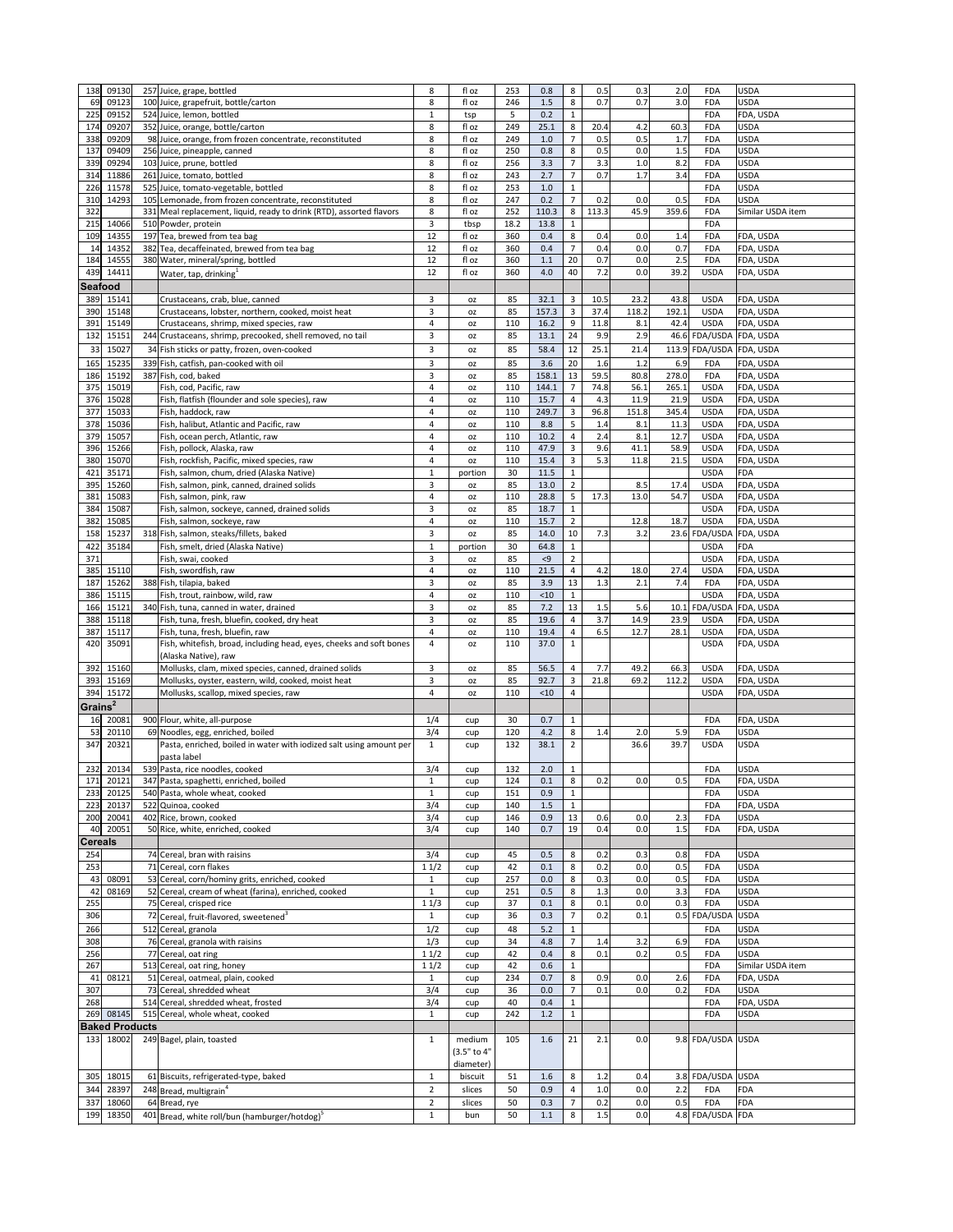| | | | | | | | | | | | | | |
|---|---|---|---|---|---|---|---|---|---|---|---|---|---|
| 138 | 09130 | 257 | Juice, grape, bottled | 8 | fl oz | 253 | 0.8 | 8 | 0.5 | 0.3 | 2.0 | FDA | USDA |
| 69 | 09123 | 100 | Juice, grapefruit, bottle/carton | 8 | fl oz | 246 | 1.5 | 8 | 0.7 | 0.7 | 3.0 | FDA | USDA |
| 225 | 09152 | 524 | Juice, lemon, bottled | 1 | tsp | 5 | 0.2 | 1 | | | | FDA | FDA, USDA |
| 174 | 09207 | 352 | Juice, orange, bottle/carton | 8 | fl oz | 249 | 25.1 | 8 | 20.4 | 4.2 | 60.3 | FDA | USDA |
| 338 | 09209 | 98 | Juice, orange, from frozen concentrate, reconstituted | 8 | fl oz | 249 | 1.0 | 7 | 0.5 | 0.5 | 1.7 | FDA | USDA |
| 137 | 09409 | 256 | Juice, pineapple, canned | 8 | fl oz | 250 | 0.8 | 8 | 0.5 | 0.0 | 1.5 | FDA | USDA |
| 339 | 09294 | 103 | Juice, prune, bottled | 8 | fl oz | 256 | 3.3 | 7 | 3.3 | 1.0 | 8.2 | FDA | USDA |
| 314 | 11886 | 261 | Juice, tomato, bottled | 8 | fl oz | 243 | 2.7 | 7 | 0.7 | 1.7 | 3.4 | FDA | USDA |
| 226 | 11578 | 525 | Juice, tomato-vegetable, bottled | 8 | fl oz | 253 | 1.0 | 1 | | | | FDA | USDA |
| 310 | 14293 | 105 | Lemonade, from frozen concentrate, reconstituted | 8 | fl oz | 247 | 0.2 | 7 | 0.2 | 0.0 | 0.5 | FDA | USDA |
| 322 | | 331 | Meal replacement, liquid, ready to drink (RTD), assorted flavors | 8 | fl oz | 252 | 110.3 | 8 | 113.3 | 45.9 | 359.6 | FDA | Similar USDA item |
| 215 | 14066 | 510 | Powder, protein | 3 | tbsp | 18.2 | 13.8 | 1 | | | | FDA | |
| 109 | 14355 | 197 | Tea, brewed from tea bag | 12 | fl oz | 360 | 0.4 | 8 | 0.4 | 0.0 | 1.4 | FDA | FDA, USDA |
| 14 | 14352 | 382 | Tea, decaffeinated, brewed from tea bag | 12 | fl oz | 360 | 0.4 | 7 | 0.4 | 0.0 | 0.7 | FDA | FDA, USDA |
| 184 | 14555 | 380 | Water, mineral/spring, bottled | 12 | fl oz | 360 | 1.1 | 20 | 0.7 | 0.0 | 2.5 | FDA | FDA, USDA |
| 439 | 14411 | | Water, tap, drinking[1] | 12 | fl oz | 360 | 4.0 | 40 | 7.2 | 0.0 | 39.2 | USDA | FDA, USDA |
| **Seafood** | | | | | | | | | | | | | |
| 389 | 15141 | | Crustaceans, crab, blue, canned | 3 | oz | 85 | 32.1 | 3 | 10.5 | 23.2 | 43.8 | USDA | FDA, USDA |
| 390 | 15148 | | Crustaceans, lobster, northern, cooked, moist heat | 3 | oz | 85 | 157.3 | 3 | 37.4 | 118.2 | 192.1 | USDA | FDA, USDA |
| 391 | 15149 | | Crustaceans, shrimp, mixed species, raw | 4 | oz | 110 | 16.2 | 9 | 11.8 | 8.1 | 42.4 | USDA | FDA, USDA |
| 132 | 15151 | 244 | Crustaceans, shrimp, precooked, shell removed, no tail | 3 | oz | 85 | 13.1 | 24 | 9.9 | 2.9 | 46.6 | FDA/USDA | FDA, USDA |
| 33 | 15027 | 34 | Fish sticks or patty, frozen, oven-cooked | 3 | oz | 85 | 58.4 | 12 | 25.1 | 21.4 | 113.9 | FDA/USDA | FDA, USDA |
| 165 | 15235 | 339 | Fish, catfish, pan-cooked with oil | 3 | oz | 85 | 3.6 | 20 | 1.6 | 1.2 | 6.9 | FDA | FDA, USDA |
| 186 | 15192 | 387 | Fish, cod, baked | 3 | oz | 85 | 158.1 | 13 | 59.5 | 80.8 | 278.0 | FDA | FDA, USDA |
| 375 | 15019 | | Fish, cod, Pacific, raw | 4 | oz | 110 | 144.1 | 7 | 74.8 | 56.1 | 265.1 | USDA | FDA, USDA |
| 376 | 15028 | | Fish, flatfish (flounder and sole species), raw | 4 | oz | 110 | 15.7 | 4 | 4.3 | 11.9 | 21.9 | USDA | FDA, USDA |
| 377 | 15033 | | Fish, haddock, raw | 4 | oz | 110 | 249.7 | 3 | 96.8 | 151.8 | 345.4 | USDA | FDA, USDA |
| 378 | 15036 | | Fish, halibut, Atlantic and Pacific, raw | 4 | oz | 110 | 8.8 | 5 | 1.4 | 8.1 | 11.3 | USDA | FDA, USDA |
| 379 | 15057 | | Fish, ocean perch, Atlantic, raw | 4 | oz | 110 | 10.2 | 4 | 2.4 | 8.1 | 12.7 | USDA | FDA, USDA |
| 396 | 15266 | | Fish, pollock, Alaska, raw | 4 | oz | 110 | 47.9 | 3 | 9.6 | 41.1 | 58.9 | USDA | FDA, USDA |
| 380 | 15070 | | Fish, rockfish, Pacific, mixed species, raw | 4 | oz | 110 | 15.4 | 3 | 5.3 | 11.8 | 21.5 | USDA | FDA, USDA |
| 421 | 35171 | | Fish, salmon, chum, dried (Alaska Native) | 1 | portion | 30 | 11.5 | 1 | | | | USDA | FDA |
| 395 | 15260 | | Fish, salmon, pink, canned, drained solids | 3 | oz | 85 | 13.0 | 2 | | 8.5 | 17.4 | USDA | FDA, USDA |
| 381 | 15083 | | Fish, salmon, pink, raw | 4 | oz | 110 | 28.8 | 5 | 17.3 | 13.0 | 54.7 | USDA | FDA, USDA |
| 384 | 15087 | | Fish, salmon, sockeye, canned, drained solids | 3 | oz | 85 | 18.7 | 1 | | | | USDA | FDA, USDA |
| 382 | 15085 | | Fish, salmon, sockeye, raw | 4 | oz | 110 | 15.7 | 2 | | 12.8 | 18.7 | USDA | FDA, USDA |
| 158 | 15237 | 318 | Fish, salmon, steaks/fillets, baked | 3 | oz | 85 | 14.0 | 10 | 7.3 | 3.2 | 23.6 | FDA/USDA | FDA, USDA |
| 422 | 35184 | | Fish, smelt, dried (Alaska Native) | 1 | portion | 30 | 64.8 | 1 | | | | USDA | FDA |
| 371 | | | Fish, swai, cooked | 3 | oz | 85 | <9 | 2 | | | | USDA | FDA, USDA |
| 385 | 15110 | | Fish, swordfish, raw | 4 | oz | 110 | 21.5 | 4 | 4.2 | 18.0 | 27.4 | USDA | FDA, USDA |
| 187 | 15262 | 388 | Fish, tilapia, baked | 3 | oz | 85 | 3.9 | 13 | 1.3 | 2.1 | 7.4 | FDA | FDA, USDA |
| 386 | 15115 | | Fish, trout, rainbow, wild, raw | 4 | oz | 110 | <10 | 1 | | | | USDA | FDA, USDA |
| 166 | 15121 | 340 | Fish, tuna, canned in water, drained | 3 | oz | 85 | 7.2 | 13 | 1.5 | 5.6 | 10.1 | FDA/USDA | FDA, USDA |
| 388 | 15118 | | Fish, tuna, fresh, bluefin, cooked, dry heat | 3 | oz | 85 | 19.6 | 4 | 3.7 | 14.9 | 23.9 | USDA | FDA, USDA |
| 387 | 15117 | | Fish, tuna, fresh, bluefin, raw | 4 | oz | 110 | 19.4 | 4 | 6.5 | 12.7 | 28.1 | USDA | FDA, USDA |
| 420 | 35091 | | Fish, whitefish, broad, including head, eyes, cheeks and soft bones (Alaska Native), raw | 4 | oz | 110 | 37.0 | 1 | | | | USDA | FDA, USDA |
| 392 | 15160 | | Mollusks, clam, mixed species, canned, drained solids | 3 | oz | 85 | 56.5 | 4 | 7.7 | 49.2 | 66.3 | USDA | FDA, USDA |
| 393 | 15169 | | Mollusks, oyster, eastern, wild, cooked, moist heat | 3 | oz | 85 | 92.7 | 3 | 21.8 | 69.2 | 112.2 | USDA | FDA, USDA |
| 394 | 15172 | | Mollusks, scallop, mixed species, raw | 4 | oz | 110 | <10 | 4 | | | | USDA | FDA, USDA |
| **Grains[2]** | | | | | | | | | | | | | |
| 16 | 20081 | 900 | Flour, white, all-purpose | 1/4 | cup | 30 | 0.7 | 1 | | | | FDA | FDA, USDA |
| 53 | 20110 | 69 | Noodles, egg, enriched, boiled | 3/4 | cup | 120 | 4.2 | 8 | 1.4 | 2.0 | 5.9 | FDA | USDA |
| 347 | 20321 | | Pasta, enriched, boiled in water with iodized salt using amount per pasta label | 1 | cup | 132 | 38.1 | 2 | | 36.6 | 39.7 | USDA | USDA |
| 232 | 20134 | 539 | Pasta, rice noodles, cooked | 3/4 | cup | 132 | 2.0 | 1 | | | | FDA | USDA |
| 171 | 20121 | 347 | Pasta, spaghetti, enriched, boiled | 1 | cup | 124 | 0.1 | 8 | 0.2 | 0.0 | 0.5 | FDA | FDA, USDA |
| 233 | 20125 | 540 | Pasta, whole wheat, cooked | 1 | cup | 151 | 0.9 | 1 | | | | FDA | USDA |
| 223 | 20137 | 522 | Quinoa, cooked | 3/4 | cup | 140 | 1.5 | 1 | | | | FDA | FDA, USDA |
| 200 | 20041 | 402 | Rice, brown, cooked | 3/4 | cup | 146 | 0.9 | 13 | 0.6 | 0.0 | 2.3 | FDA | USDA |
| 40 | 20051 | 50 | Rice, white, enriched, cooked | 3/4 | cup | 140 | 0.7 | 19 | 0.4 | 0.0 | 1.5 | FDA | FDA, USDA |
| **Cereals** | | | | | | | | | | | | | |
| 254 | | 74 | Cereal, bran with raisins | 3/4 | cup | 45 | 0.5 | 8 | 0.2 | 0.3 | 0.8 | FDA | USDA |
| 253 | | 71 | Cereal, corn flakes | 1 1/2 | cup | 42 | 0.1 | 8 | 0.2 | 0.0 | 0.5 | FDA | USDA |
| 43 | 08091 | 53 | Cereal, corn/hominy grits, enriched, cooked | 1 | cup | 257 | 0.0 | 8 | 0.3 | 0.0 | 0.5 | FDA | USDA |
| 42 | 08169 | 52 | Cereal, cream of wheat (farina), enriched, cooked | 1 | cup | 251 | 0.5 | 8 | 1.3 | 0.0 | 3.3 | FDA | USDA |
| 255 | | 75 | Cereal, crisped rice | 1 1/3 | cup | 37 | 0.1 | 8 | 0.1 | 0.0 | 0.3 | FDA | USDA |
| 306 | | 72 | Cereal, fruit-flavored, sweetened[3] | 1 | cup | 36 | 0.3 | 7 | 0.2 | 0.1 | 0.5 | FDA/USDA | USDA |
| 266 | | 512 | Cereal, granola | 1/2 | cup | 48 | 5.2 | 1 | | | | FDA | USDA |
| 308 | | 76 | Cereal, granola with raisins | 1/3 | cup | 34 | 4.8 | 7 | 1.4 | 3.2 | 6.9 | FDA | USDA |
| 256 | | 77 | Cereal, oat ring | 1 1/2 | cup | 42 | 0.4 | 8 | 0.1 | 0.2 | 0.5 | FDA | USDA |
| 267 | | 513 | Cereal, oat ring, honey | 1 1/2 | cup | 42 | 0.6 | 1 | | | | FDA | Similar USDA item |
| 41 | 08121 | 51 | Cereal, oatmeal, plain, cooked | 1 | cup | 234 | 0.7 | 8 | 0.9 | 0.0 | 2.6 | FDA | FDA, USDA |
| 307 | | 73 | Cereal, shredded wheat | 3/4 | cup | 36 | 0.0 | 7 | 0.1 | 0.0 | 0.2 | FDA | USDA |
| 268 | | 514 | Cereal, shredded wheat, frosted | 3/4 | cup | 40 | 0.4 | 1 | | | | FDA | FDA, USDA |
| 269 | 08145 | 515 | Cereal, whole wheat, cooked | 1 | cup | 242 | 1.2 | 1 | | | | FDA | USDA |
| **Baked Products** | | | | | | | | | | | | | |
| 133 | 18002 | 249 | Bagel, plain, toasted | 1 | medium (3.5" to 4" diameter) | 105 | 1.6 | 21 | 2.1 | 0.0 | 9.8 | FDA/USDA | USDA |
| 305 | 18015 | 61 | Biscuits, refrigerated-type, baked | 1 | biscuit | 51 | 1.6 | 8 | 1.2 | 0.4 | 3.8 | FDA/USDA | USDA |
| 344 | 28397 | 248 | Bread, multigrain[4] | 2 | slices | 50 | 0.9 | 4 | 1.0 | 0.0 | 2.2 | FDA | FDA |
| 337 | 18060 | 64 | Bread, rye | 2 | slices | 50 | 0.3 | 7 | 0.2 | 0.0 | 0.5 | FDA | FDA |
| 199 | 18350 | 401 | Bread, white roll/bun (hamburger/hotdog)[5] | 1 | bun | 50 | 1.1 | 8 | 1.5 | 0.0 | 4.8 | FDA/USDA | FDA |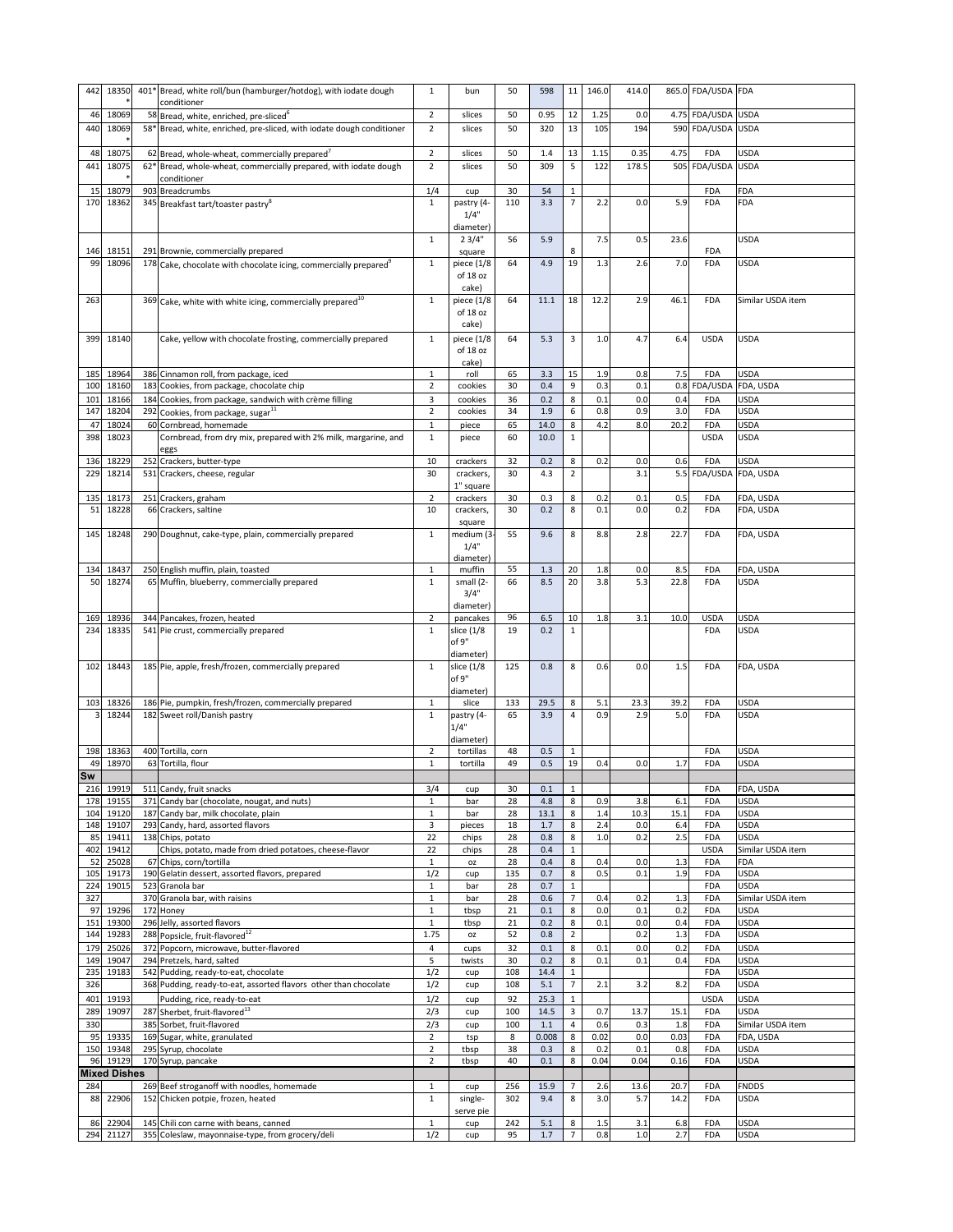| | | | | | | | | | | | | | |
|---|---|---|---|---|---|---|---|---|---|---|---|---|---|
| 442 | 18350* | 401* | Bread, white roll/bun (hamburger/hotdog), with iodate dough conditioner | 1 | bun | 50 | 598 | 11 | 146.0 | 414.0 | 865.0 | FDA/USDA | FDA |
| 46 | 18069 | 58 | Bread, white, enriched, pre-sliced[6] | 2 | slices | 50 | 0.95 | 12 | 1.25 | 0.0 | 4.75 | FDA/USDA | USDA |
| 440 | 18069* | 58* | Bread, white, enriched, pre-sliced, with iodate dough conditioner | 2 | slices | 50 | 320 | 13 | 105 | 194 | 590 | FDA/USDA | USDA |
| 48 | 18075 | 62 | Bread, whole-wheat, commercially prepared[7] | 2 | slices | 50 | 1.4 | 13 | 1.15 | 0.35 | 4.75 | FDA | USDA |
| 441 | 18075* | 62* | Bread, whole-wheat, commercially prepared, with iodate dough conditioner | 2 | slices | 50 | 309 | 5 | 122 | 178.5 | 505 | FDA/USDA | USDA |
| 15 | 18079 | 903 | Breadcrumbs | 1/4 | cup | 30 | 54 | 1 | | | | FDA | FDA |
| 170 | 18362 | 345 | Breakfast tart/toaster pastry[8] | 1 | pastry (4-1/4" diameter) | 110 | 3.3 | 7 | 2.2 | 0.0 | 5.9 | FDA | FDA |
| 146 | 18151 | 291 | Brownie, commercially prepared | 1 | 2 3/4" square | 56 | 5.9 | 8 | 7.5 | 0.5 | 23.6 | FDA | USDA |
| 99 | 18096 | 178 | Cake, chocolate with chocolate icing, commercially prepared[9] | 1 | piece (1/8 of 18 oz cake) | 64 | 4.9 | 19 | 1.3 | 2.6 | 7.0 | FDA | USDA |
| 263 | | 369 | Cake, white with white icing, commercially prepared[10] | 1 | piece (1/8 of 18 oz cake) | 64 | 11.1 | 18 | 12.2 | 2.9 | 46.1 | FDA | Similar USDA item |
| 399 | 18140 | | Cake, yellow with chocolate frosting, commercially prepared | 1 | piece (1/8 of 18 oz cake) | 64 | 5.3 | 3 | 1.0 | 4.7 | 6.4 | USDA | USDA |
| 185 | 18964 | 386 | Cinnamon roll, from package, iced | 1 | roll | 65 | 3.3 | 15 | 1.9 | 0.8 | 7.5 | FDA | USDA |
| 100 | 18160 | 183 | Cookies, from package, chocolate chip | 2 | cookies | 30 | 0.4 | 9 | 0.3 | 0.1 | 0.8 | FDA/USDA | FDA, USDA |
| 101 | 18166 | 184 | Cookies, from package, sandwich with crème filling | 3 | cookies | 36 | 0.2 | 8 | 0.1 | 0.0 | 0.4 | FDA | USDA |
| 147 | 18204 | 292 | Cookies, from package, sugar[11] | 2 | cookies | 34 | 1.9 | 6 | 0.8 | 0.9 | 3.0 | FDA | USDA |
| 47 | 18024 | 60 | Cornbread, homemade | 1 | piece | 65 | 14.0 | 8 | 4.2 | 8.0 | 20.2 | FDA | USDA |
| 398 | 18023 | | Cornbread, from dry mix, prepared with 2% milk, margarine, and eggs | 1 | piece | 60 | 10.0 | 1 | | | | USDA | USDA |
| 136 | 18229 | 252 | Crackers, butter-type | 10 | crackers | 32 | 0.2 | 8 | 0.2 | 0.0 | 0.6 | FDA | USDA |
| 229 | 18214 | 531 | Crackers, cheese, regular | 30 | crackers, 1" square | 30 | 4.3 | 2 | | 3.1 | 5.5 | FDA/USDA | FDA, USDA |
| 135 | 18173 | 251 | Crackers, graham | 2 | crackers | 30 | 0.3 | 8 | 0.2 | 0.1 | 0.5 | FDA | FDA, USDA |
| 51 | 18228 | 66 | Crackers, saltine | 10 | crackers, square | 30 | 0.2 | 8 | 0.1 | 0.0 | 0.2 | FDA | FDA, USDA |
| 145 | 18248 | 290 | Doughnut, cake-type, plain, commercially prepared | 1 | medium (3-1/4" diameter) | 55 | 9.6 | 8 | 8.8 | 2.8 | 22.7 | FDA | FDA, USDA |
| 134 | 18437 | 250 | English muffin, plain, toasted | 1 | muffin | 55 | 1.3 | 20 | 1.8 | 0.0 | 8.5 | FDA | FDA, USDA |
| 50 | 18274 | 65 | Muffin, blueberry, commercially prepared | 1 | small (2-3/4" diameter) | 66 | 8.5 | 20 | 3.8 | 5.3 | 22.8 | FDA | USDA |
| 169 | 18936 | 344 | Pancakes, frozen, heated | 2 | pancakes | 96 | 6.5 | 10 | 1.8 | 3.1 | 10.0 | USDA | USDA |
| 234 | 18335 | 541 | Pie crust, commercially prepared | 1 | slice (1/8 of 9" diameter) | 19 | 0.2 | 1 | | | | FDA | USDA |
| 102 | 18443 | 185 | Pie, apple, fresh/frozen, commercially prepared | 1 | slice (1/8 of 9" diameter) | 125 | 0.8 | 8 | 0.6 | 0.0 | 1.5 | FDA | FDA, USDA |
| 103 | 18326 | 186 | Pie, pumpkin, fresh/frozen, commercially prepared | 1 | slice | 133 | 29.5 | 8 | 5.1 | 23.3 | 39.2 | FDA | USDA |
| 3 | 18244 | 182 | Sweet roll/Danish pastry | 1 | pastry (4-1/4" diameter) | 65 | 3.9 | 4 | 0.9 | 2.9 | 5.0 | FDA | USDA |
| 198 | 18363 | 400 | Tortilla, corn | 2 | tortillas | 48 | 0.5 | 1 | | | | FDA | USDA |
| 49 | 18970 | 63 | Tortilla, flour | 1 | tortilla | 49 | 0.5 | 19 | 0.4 | 0.0 | 1.7 | FDA | USDA |
| **Sw** | | | | | | | | | | | | | |
| 216 | 19919 | 511 | Candy, fruit snacks | 3/4 | cup | 30 | 0.1 | 1 | | | | FDA | FDA, USDA |
| 178 | 19155 | 371 | Candy bar (chocolate, nougat, and nuts) | 1 | bar | 28 | 4.8 | 8 | 0.9 | 3.8 | 6.1 | FDA | USDA |
| 104 | 19120 | 187 | Candy bar, milk chocolate, plain | 1 | bar | 28 | 13.1 | 8 | 1.4 | 10.3 | 15.1 | FDA | USDA |
| 148 | 19107 | 293 | Candy, hard, assorted flavors | 3 | pieces | 18 | 1.7 | 8 | 2.4 | 0.0 | 6.4 | FDA | USDA |
| 85 | 19411 | 138 | Chips, potato | 22 | chips | 28 | 0.8 | 8 | 1.0 | 0.2 | 2.5 | FDA | USDA |
| 402 | 19412 | | Chips, potato, made from dried potatoes, cheese-flavor | 22 | chips | 28 | 0.4 | 1 | | | | USDA | Similar USDA item |
| 52 | 25028 | 67 | Chips, corn/tortilla | 1 | oz | 28 | 0.4 | 8 | 0.4 | 0.0 | 1.3 | FDA | FDA |
| 105 | 19173 | 190 | Gelatin dessert, assorted flavors, prepared | 1/2 | cup | 135 | 0.7 | 8 | 0.5 | 0.1 | 1.9 | FDA | USDA |
| 224 | 19015 | 523 | Granola bar | 1 | bar | 28 | 0.7 | 1 | | | | FDA | USDA |
| 327 | | 370 | Granola bar, with raisins | 1 | bar | 28 | 0.6 | 7 | 0.4 | 0.2 | 1.3 | FDA | Similar USDA item |
| 97 | 19296 | 172 | Honey | 1 | tbsp | 21 | 0.1 | 8 | 0.0 | 0.1 | 0.2 | FDA | USDA |
| 151 | 19300 | 296 | Jelly, assorted flavors | 1 | tbsp | 21 | 0.2 | 8 | 0.1 | 0.0 | 0.4 | FDA | USDA |
| 144 | 19283 | 288 | Popsicle, fruit-flavored[12] | 1.75 | oz | 52 | 0.8 | 2 | | 0.2 | 1.3 | FDA | USDA |
| 179 | 25026 | 372 | Popcorn, microwave, butter-flavored | 4 | cups | 32 | 0.1 | 8 | 0.1 | 0.0 | 0.2 | FDA | USDA |
| 149 | 19047 | 294 | Pretzels, hard, salted | 5 | twists | 30 | 0.2 | 8 | 0.1 | 0.1 | 0.4 | FDA | USDA |
| 235 | 19183 | 542 | Pudding, ready-to-eat, chocolate | 1/2 | cup | 108 | 14.4 | 1 | | | | FDA | USDA |
| 326 | | 368 | Pudding, ready-to-eat, assorted flavors other than chocolate | 1/2 | cup | 108 | 5.1 | 7 | 2.1 | 3.2 | 8.2 | FDA | USDA |
| 401 | 19193 | | Pudding, rice, ready-to-eat | 1/2 | cup | 92 | 25.3 | 1 | | | | USDA | USDA |
| 289 | 19097 | 287 | Sherbet, fruit-flavored[13] | 2/3 | cup | 100 | 14.5 | 3 | 0.7 | 13.7 | 15.1 | FDA | USDA |
| 330 | | 385 | Sorbet, fruit-flavored | 2/3 | cup | 100 | 1.1 | 4 | 0.6 | 0.3 | 1.8 | FDA | Similar USDA item |
| 95 | 19335 | 169 | Sugar, white, granulated | 2 | tsp | 8 | 0.008 | 8 | 0.02 | 0.0 | 0.03 | FDA | FDA, USDA |
| 150 | 19348 | 295 | Syrup, chocolate | 2 | tbsp | 38 | 0.3 | 8 | 0.2 | 0.1 | 0.8 | FDA | USDA |
| 96 | 19129 | 170 | Syrup, pancake | 2 | tbsp | 40 | 0.1 | 8 | 0.04 | 0.04 | 0.16 | FDA | USDA |
| **Mixed Dishes** | | | | | | | | | | | | | |
| 284 | | 269 | Beef stroganoff with noodles, homemade | 1 | cup | 256 | 15.9 | 7 | 2.6 | 13.6 | 20.7 | FDA | FNDDS |
| 88 | 22906 | 152 | Chicken potpie, frozen, heated | 1 | single-serve pie | 302 | 9.4 | 8 | 3.0 | 5.7 | 14.2 | FDA | USDA |
| 86 | 22904 | 145 | Chili con carne with beans, canned | 1 | cup | 242 | 5.1 | 8 | 1.5 | 3.1 | 6.8 | FDA | USDA |
| 294 | 21127 | 355 | Coleslaw, mayonnaise-type, from grocery/deli | 1/2 | cup | 95 | 1.7 | 7 | 0.8 | 1.0 | 2.7 | FDA | USDA |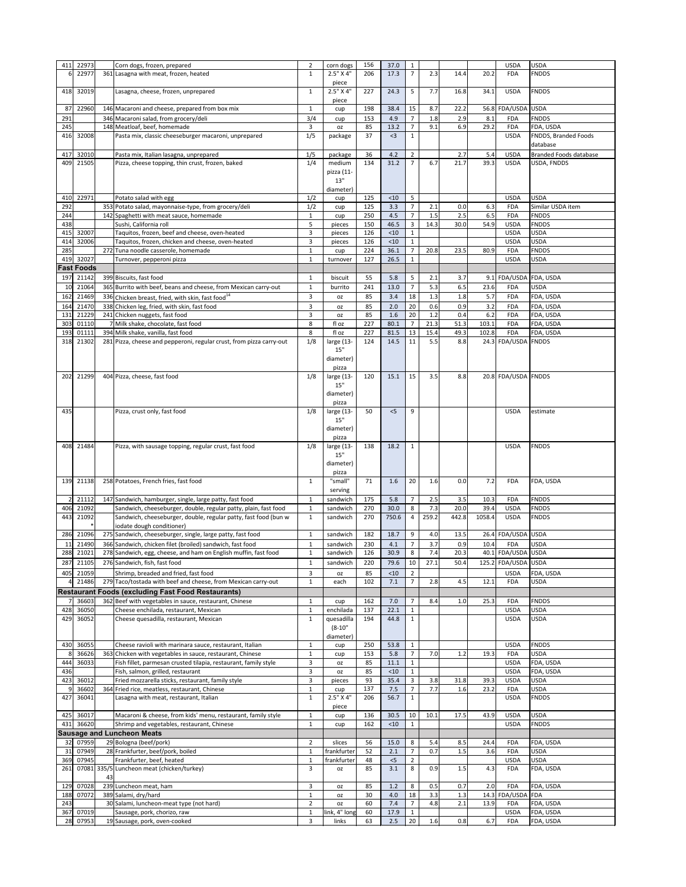| | | | | | | | | | | | | | |
|---|---|---|---|---|---|---|---|---|---|---|---|---|---|
| 411 | 22973 | | Corn dogs, frozen, prepared | 2 | corn dogs | 156 | 37.0 | 1 | | | | USDA | USDA |
| 6 | 22977 | 361 | Lasagna with meat, frozen, heated | 1 | 2.5" X 4" piece | 206 | 17.3 | 7 | 2.3 | 14.4 | 20.2 | FDA | FNDDS |
| 418 | 32019 | | Lasagna, cheese, frozen, unprepared | 1 | 2.5" X 4" piece | 227 | 24.3 | 5 | 7.7 | 16.8 | 34.1 | USDA | FNDDS |
| 87 | 22960 | 146 | Macaroni and cheese, prepared from box mix | 1 | cup | 198 | 38.4 | 15 | 8.7 | 22.2 | 56.8 | FDA/USDA | USDA |
| 291 | | 346 | Macaroni salad, from grocery/deli | 3/4 | cup | 153 | 4.9 | 7 | 1.8 | 2.9 | 8.1 | FDA | FNDDS |
| 245 | | 148 | Meatloaf, beef, homemade | 3 | oz | 85 | 13.2 | 7 | 9.1 | 6.9 | 29.2 | FDA | FDA, USDA |
| 416 | 32008 | | Pasta mix, classic cheeseburger macaroni, unprepared | 1/5 | package | 37 | <3 | 1 | | | | USDA | FNDDS, Branded Foods database |
| 417 | 32010 | | Pasta mix, Italian lasagna, unprepared | 1/5 | package | 36 | 4.2 | 2 | | 2.7 | 5.4 | USDA | Branded Foods database |
| 409 | 21505 | | Pizza, cheese topping, thin crust, frozen, baked | 1/4 | medium pizza (11-13" diameter) | 134 | 31.2 | 7 | 6.7 | 21.7 | 39.3 | USDA | USDA, FNDDS |
| 410 | 22971 | | Potato salad with egg | 1/2 | cup | 125 | <10 | 5 | | | | USDA | USDA |
| 292 | | 353 | Potato salad, mayonnaise-type, from grocery/deli | 1/2 | cup | 125 | 3.3 | 7 | 2.1 | 0.0 | 6.3 | FDA | Similar USDA item |
| 244 | | 142 | Spaghetti with meat sauce, homemade | 1 | cup | 250 | 4.5 | 7 | 1.5 | 2.5 | 6.5 | FDA | FNDDS |
| 438 | | | Sushi, California roll | 5 | pieces | 150 | 46.5 | 3 | 14.3 | 30.0 | 54.9 | USDA | FNDDS |
| 415 | 32007 | | Taquitos, frozen, beef and cheese, oven-heated | 3 | pieces | 126 | <10 | 1 | | | | USDA | USDA |
| 414 | 32006 | | Taquitos, frozen, chicken and cheese, oven-heated | 3 | pieces | 126 | <10 | 1 | | | | USDA | USDA |
| 285 | | 272 | Tuna noodle casserole, homemade | 1 | cup | 224 | 36.1 | 7 | 20.8 | 23.5 | 80.9 | FDA | FNDDS |
| 419 | 32027 | | Turnover, pepperoni pizza | 1 | turnover | 127 | 26.5 | 1 | | | | USDA | USDA |
| **Fast Foods** | | | | | | | | | | | | | |
| 197 | 21142 | 399 | Biscuits, fast food | 1 | biscuit | 55 | 5.8 | 5 | 2.1 | 3.7 | 9.1 | FDA/USDA | FDA, USDA |
| 10 | 21064 | 365 | Burrito with beef, beans and cheese, from Mexican carry-out | 1 | burrito | 241 | 13.0 | 7 | 5.3 | 6.5 | 23.6 | FDA | USDA |
| 162 | 21469 | 336 | Chicken breast, fried, with skin, fast food[14] | 3 | oz | 85 | 3.4 | 18 | 1.3 | 1.8 | 5.7 | FDA | FDA, USDA |
| 164 | 21470 | 338 | Chicken leg, fried, with skin, fast food | 3 | oz | 85 | 2.0 | 20 | 0.6 | 0.9 | 3.2 | FDA | FDA, USDA |
| 131 | 21229 | 241 | Chicken nuggets, fast food | 3 | oz | 85 | 1.6 | 20 | 1.2 | 0.4 | 6.2 | FDA | FDA, USDA |
| 303 | 01110 | 7 | Milk shake, chocolate, fast food | 8 | fl oz | 227 | 80.1 | 7 | 21.3 | 51.3 | 103.1 | FDA | FDA, USDA |
| 193 | 01111 | 394 | Milk shake, vanilla, fast food | 8 | fl oz | 227 | 81.5 | 13 | 15.4 | 49.3 | 102.8 | FDA | FDA, USDA |
| 318 | 21302 | 281 | Pizza, cheese and pepperoni, regular crust, from pizza carry-out | 1/8 | large (13-15" diameter) pizza | 124 | 14.5 | 11 | 5.5 | 8.8 | 24.3 | FDA/USDA | FNDDS |
| 202 | 21299 | 404 | Pizza, cheese, fast food | 1/8 | large (13-15" diameter) pizza | 120 | 15.1 | 15 | 3.5 | 8.8 | 20.8 | FDA/USDA | FNDDS |
| 435 | | | Pizza, crust only, fast food | 1/8 | large (13-15" diameter) pizza | 50 | <5 | 9 | | | | USDA | estimate |
| 408 | 21484 | | Pizza, with sausage topping, regular crust, fast food | 1/8 | large (13-15" diameter) pizza | 138 | 18.2 | 1 | | | | USDA | FNDDS |
| 139 | 21138 | 258 | Potatoes, French fries, fast food | 1 | "small" serving | 71 | 1.6 | 20 | 1.6 | 0.0 | 7.2 | FDA | FDA, USDA |
| 2 | 21112 | 147 | Sandwich, hamburger, single, large patty, fast food | 1 | sandwich | 175 | 5.8 | 7 | 2.5 | 3.5 | 10.3 | FDA | FNDDS |
| 406 | 21092 | | Sandwich, cheeseburger, double, regular patty, plain, fast food | 1 | sandwich | 270 | 30.0 | 8 | 7.3 | 20.0 | 39.4 | USDA | FNDDS |
| 443 | 21092* | | Sandwich, cheeseburger, double, regular patty, fast food (bun w iodate dough conditioner) | 1 | sandwich | 270 | 750.6 | 4 | 259.2 | 442.8 | 1058.4 | USDA | FNDDS |
| 286 | 21096 | 275 | Sandwich, cheeseburger, single, large patty, fast food | 1 | sandwich | 182 | 18.7 | 9 | 4.0 | 13.5 | 26.4 | FDA/USDA | USDA |
| 11 | 21490 | 366 | Sandwich, chicken filet (broiled) sandwich, fast food | 1 | sandwich | 230 | 4.1 | 7 | 3.7 | 0.9 | 10.4 | FDA | USDA |
| 288 | 21021 | 278 | Sandwich, egg, cheese, and ham on English muffin, fast food | 1 | sandwich | 126 | 30.9 | 8 | 7.4 | 20.3 | 40.1 | FDA/USDA | USDA |
| 287 | 21105 | 276 | Sandwich, fish, fast food | 1 | sandwich | 220 | 79.6 | 10 | 27.1 | 50.4 | 125.2 | FDA/USDA | USDA |
| 405 | 21059 | | Shrimp, breaded and fried, fast food | 3 | oz | 85 | <10 | 2 | | | | USDA | FDA, USDA |
| 4 | 21486 | 279 | Taco/tostada with beef and cheese, from Mexican carry-out | 1 | each | 102 | 7.1 | 7 | 2.8 | 4.5 | 12.1 | FDA | USDA |
| **Restaurant Foods (excluding Fast Food Restaurants)** | | | | | | | | | | | | | |
| 7 | 36603 | 362 | Beef with vegetables in sauce, restaurant, Chinese | 1 | cup | 162 | 7.0 | 7 | 8.4 | 1.0 | 25.3 | FDA | FNDDS |
| 428 | 36050 | | Cheese enchilada, restaurant, Mexican | 1 | enchilada | 137 | 22.1 | 1 | | | | USDA | USDA |
| 429 | 36052 | | Cheese quesadilla, restaurant, Mexican | 1 | quesadilla (8-10" diameter) | 194 | 44.8 | 1 | | | | USDA | USDA |
| 430 | 36055 | | Cheese ravioli with marinara sauce, restaurant, Italian | 1 | cup | 250 | 53.8 | 1 | | | | USDA | FNDDS |
| 8 | 36626 | 363 | Chicken with vegetables in sauce, restaurant, Chinese | 1 | cup | 153 | 5.8 | 7 | 7.0 | 1.2 | 19.3 | FDA | USDA |
| 444 | 36033 | | Fish fillet, parmesan crusted tilapia, restaurant, family style | 3 | oz | 85 | 11.1 | 1 | | | | USDA | FDA, USDA |
| 436 | | | Fish, salmon, grilled, restaurant | 3 | oz | 85 | <10 | 1 | | | | USDA | FDA, USDA |
| 423 | 36012 | | Fried mozzarella sticks, restaurant, family style | 3 | pieces | 93 | 35.4 | 3 | 3.8 | 31.8 | 39.3 | USDA | USDA |
| 9 | 36602 | 364 | Fried rice, meatless, restaurant, Chinese | 1 | cup | 137 | 7.5 | 7 | 7.7 | 1.6 | 23.2 | FDA | USDA |
| 427 | 36041 | | Lasagna with meat, restaurant, Italian | 1 | 2.5" X 4" piece | 206 | 56.7 | 1 | | | | USDA | FNDDS |
| 425 | 36017 | | Macaroni & cheese, from kids' menu, restaurant, family style | 1 | cup | 136 | 30.5 | 10 | 10.1 | 17.5 | 43.9 | USDA | USDA |
| 431 | 36620 | | Shrimp and vegetables, restaurant, Chinese | 1 | cup | 162 | <10 | 1 | | | | USDA | FNDDS |
| **Sausage and Luncheon Meats** | | | | | | | | | | | | | |
| 32 | 07959 | 29 | Bologna (beef/pork) | 2 | slices | 56 | 15.0 | 8 | 5.4 | 8.5 | 24.4 | FDA | FDA, USDA |
| 31 | 07949 | 28 | Frankfurter, beef/pork, boiled | 1 | frankfurter | 52 | 2.1 | 7 | 0.7 | 1.5 | 3.6 | FDA | USDA |
| 369 | 07945 | | Frankfurter, beef, heated | 1 | frankfurter | 48 | <5 | 2 | | | | USDA | USDA |
| 261 | 07081 | 335/543 | Luncheon meat (chicken/turkey) | 3 | oz | 85 | 3.1 | 8 | 0.9 | 1.5 | 4.3 | FDA | FDA, USDA |
| 129 | 07028 | 239 | Luncheon meat, ham | 3 | oz | 85 | 1.2 | 8 | 0.5 | 0.7 | 2.0 | FDA | FDA, USDA |
| 188 | 07072 | 389 | Salami, dry/hard | 1 | oz | 30 | 4.0 | 18 | 3.3 | 1.3 | 14.3 | FDA/USDA | FDA |
| 243 | | 30 | Salami, luncheon-meat type (not hard) | 2 | oz | 60 | 7.4 | 7 | 4.8 | 2.1 | 13.9 | FDA | FDA, USDA |
| 367 | 07019 | | Sausage, pork, chorizo, raw | 1 | link, 4" long | 60 | 17.9 | 1 | | | | USDA | FDA, USDA |
| 28 | 07953 | 19 | Sausage, pork, oven-cooked | 3 | links | 63 | 2.5 | 20 | 1.6 | 0.8 | 6.7 | FDA | FDA, USDA |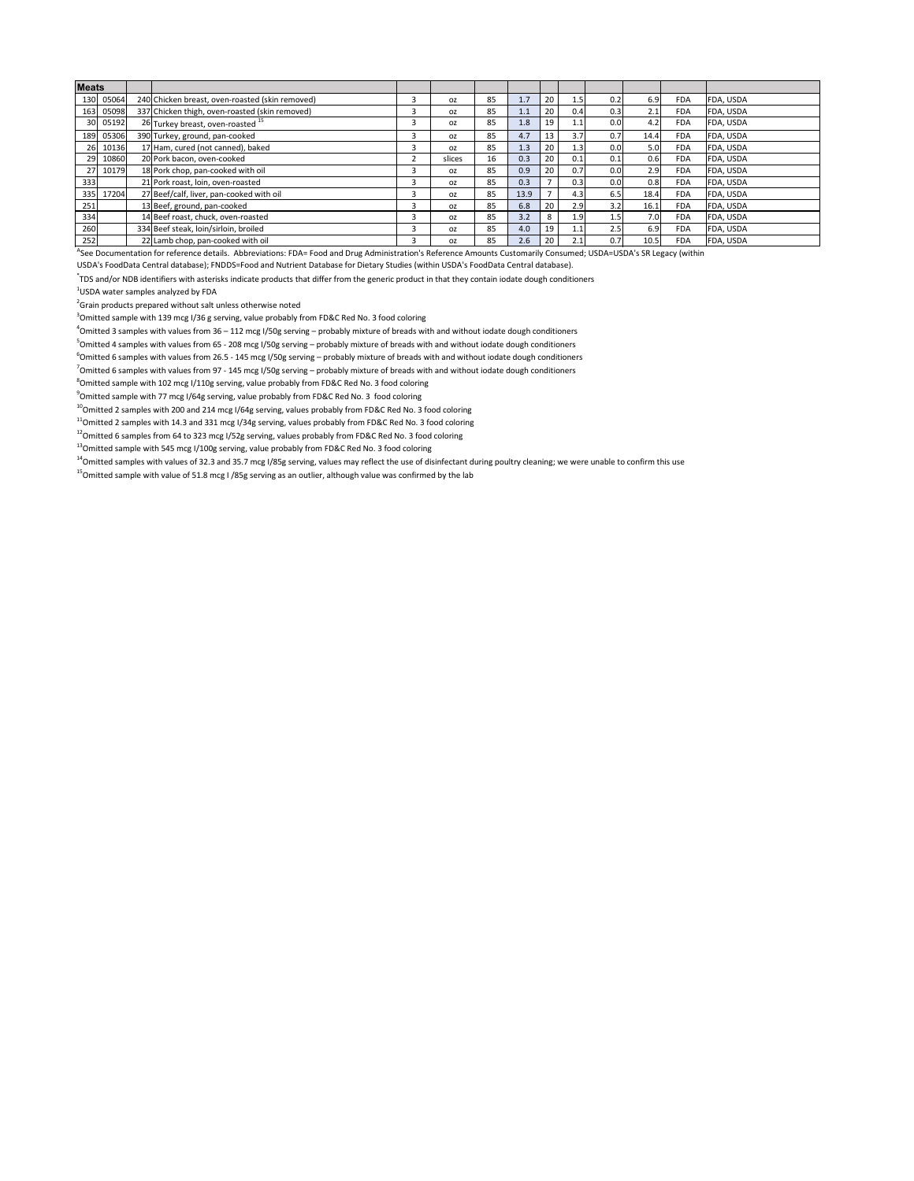| Meats | | | | | | | | | | | | | |
|---|---|---|---|---|---|---|---|---|---|---|---|---|---|
| 130 | 05064 | 240 | Chicken breast, oven-roasted (skin removed) | 3 | oz | 85 | 1.7 | 20 | 1.5 | 0.2 | 6.9 | FDA | FDA, USDA |
| 163 | 05098 | 337 | Chicken thigh, oven-roasted (skin removed) | 3 | oz | 85 | 1.1 | 20 | 0.4 | 0.3 | 2.1 | FDA | FDA, USDA |
| 30 | 05192 | 26 | Turkey breast, oven-roasted [15] | 3 | oz | 85 | 1.8 | 19 | 1.1 | 0.0 | 4.2 | FDA | FDA, USDA |
| 189 | 05306 | 390 | Turkey, ground, pan-cooked | 3 | oz | 85 | 4.7 | 13 | 3.7 | 0.7 | 14.4 | FDA | FDA, USDA |
| 26 | 10136 | 17 | Ham, cured (not canned), baked | 3 | oz | 85 | 1.3 | 20 | 1.3 | 0.0 | 5.0 | FDA | FDA, USDA |
| 29 | 10860 | 20 | Pork bacon, oven-cooked | 2 | slices | 16 | 0.3 | 20 | 0.1 | 0.1 | 0.6 | FDA | FDA, USDA |
| 27 | 10179 | 18 | Pork chop, pan-cooked with oil | 3 | oz | 85 | 0.9 | 20 | 0.7 | 0.0 | 2.9 | FDA | FDA, USDA |
| 333 | | 21 | Pork roast, loin, oven-roasted | 3 | oz | 85 | 0.3 | 7 | 0.3 | 0.0 | 0.8 | FDA | FDA, USDA |
| 335 | 17204 | 27 | Beef/calf, liver, pan-cooked with oil | 3 | oz | 85 | 13.9 | 7 | 4.3 | 6.5 | 18.4 | FDA | FDA, USDA |
| 251 | | 13 | Beef, ground, pan-cooked | 3 | oz | 85 | 6.8 | 20 | 2.9 | 3.2 | 16.1 | FDA | FDA, USDA |
| 334 | | 14 | Beef roast, chuck, oven-roasted | 3 | oz | 85 | 3.2 | 8 | 1.9 | 1.5 | 7.0 | FDA | FDA, USDA |
| 260 | | 334 | Beef steak, loin/sirloin, broiled | 3 | oz | 85 | 4.0 | 19 | 1.1 | 2.5 | 6.9 | FDA | FDA, USDA |
| 252 | | 22 | Lamb chop, pan-cooked with oil | 3 | oz | 85 | 2.6 | 20 | 2.1 | 0.7 | 10.5 | FDA | FDA, USDA |

[A]See Documentation for reference details. Abbreviations: FDA= Food and Drug Administration's Reference Amounts Customarily Consumed; USDA=USDA's SR Legacy (within USDA's FoodData Central database); FNDDS=Food and Nutrient Database for Dietary Studies (within USDA's FoodData Central database).

[*]TDS and/or NDB identifiers with asterisks indicate products that differ from the generic product in that they contain iodate dough conditioners

[1]USDA water samples analyzed by FDA

[2]Grain products prepared without salt unless otherwise noted

[3]Omitted sample with 139 mcg I/36 g serving, value probably from FD&C Red No. 3 food coloring

[4]Omitted 3 samples with values from 36 – 112 mcg I/50g serving – probably mixture of breads with and without iodate dough conditioners

[5]Omitted 4 samples with values from 65 - 208 mcg I/50g serving – probably mixture of breads with and without iodate dough conditioners

[6]Omitted 6 samples with values from 26.5 - 145 mcg I/50g serving – probably mixture of breads with and without iodate dough conditioners

[7]Omitted 6 samples with values from 97 - 145 mcg I/50g serving – probably mixture of breads with and without iodate dough conditioners

[8]Omitted sample with 102 mcg I/110g serving, value probably from FD&C Red No. 3 food coloring

[9]Omitted sample with 77 mcg I/64g serving, value probably from FD&C Red No. 3 food coloring

[10]Omitted 2 samples with 200 and 214 mcg I/64g serving, values probably from FD&C Red No. 3 food coloring

[11]Omitted 2 samples with 14.3 and 331 mcg I/34g serving, values probably from FD&C Red No. 3 food coloring

[12]Omitted 6 samples from 64 to 323 mcg I/52g serving, values probably from FD&C Red No. 3 food coloring

[13]Omitted sample with 545 mcg I/100g serving, value probably from FD&C Red No. 3 food coloring

[14]Omitted samples with values of 32.3 and 35.7 mcg I/85g serving, values may reflect the use of disinfectant during poultry cleaning; we were unable to confirm this use

[15]Omitted sample with value of 51.8 mcg I /85g serving as an outlier, although value was confirmed by the lab